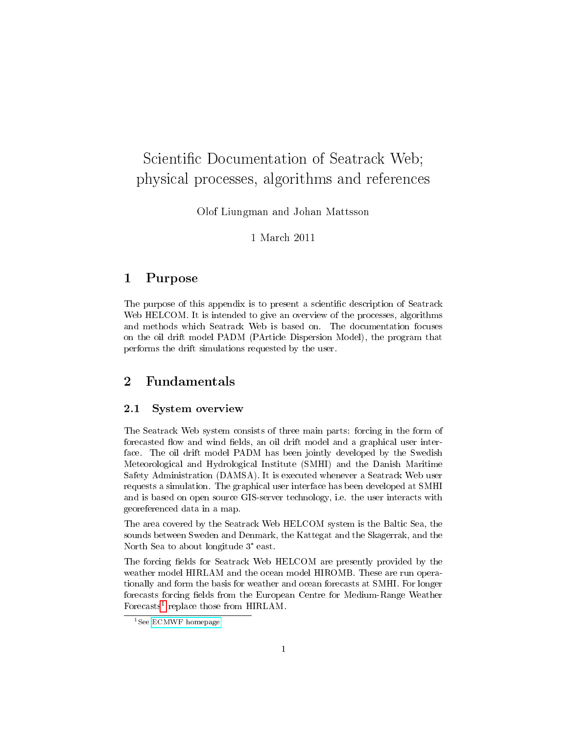// Scientific Documentation of Seatrack Web; physical processes, algorithms and references

Olof Liungman and Johan Mattsson

1 March 2011

## 1 Purpose

The purpose of this appendix is to present a scientific description of Seatrack Web HELCOM. It is intended to give an overview of the processes, algorithms and methods which Seatrack Web is based on. The documentation focuses on the oil drift model PADM (PArticle Dispersion Model), the program that performs the drift simulations requested by the user.

## 2 Fundamentals

### 2.1 System overview

The Seatrack Web system consists of three main parts: forcing in the form of forecasted flow and wind fields, an oil drift model and a graphical user interface. The oil drift model PADM has been jointly developed by the Swedish Meteorological and Hydrological Institute (SMHI) and the Danish Maritime Safety Administration (DAMSA). It is executed whenever a Seatrack Web user requests a simulation. The graphical user interface has been developed at SMHI and is based on open source GIS-server technology, i.e. the user interacts with georeferenced data in a map.

The area covered by the Seatrack Web HELCOM system is the Baltic Sea, the sounds between Sweden and Denmark, the Kattegat and the Skagerrak, and the North Sea to about longitude 3° east.

The forcing fields for Seatrack Web HELCOM are presently provided by the weather model HIRLAM and the ocean model HIROMB. These are run operationally and form the basis for weather and ocean forecasts at SMHI. For longer forecasts forcing fields from the European Centre for Medium-Range Weather Forecasts[1] replace those from HIRLAM.

[1] See ECMWF homepage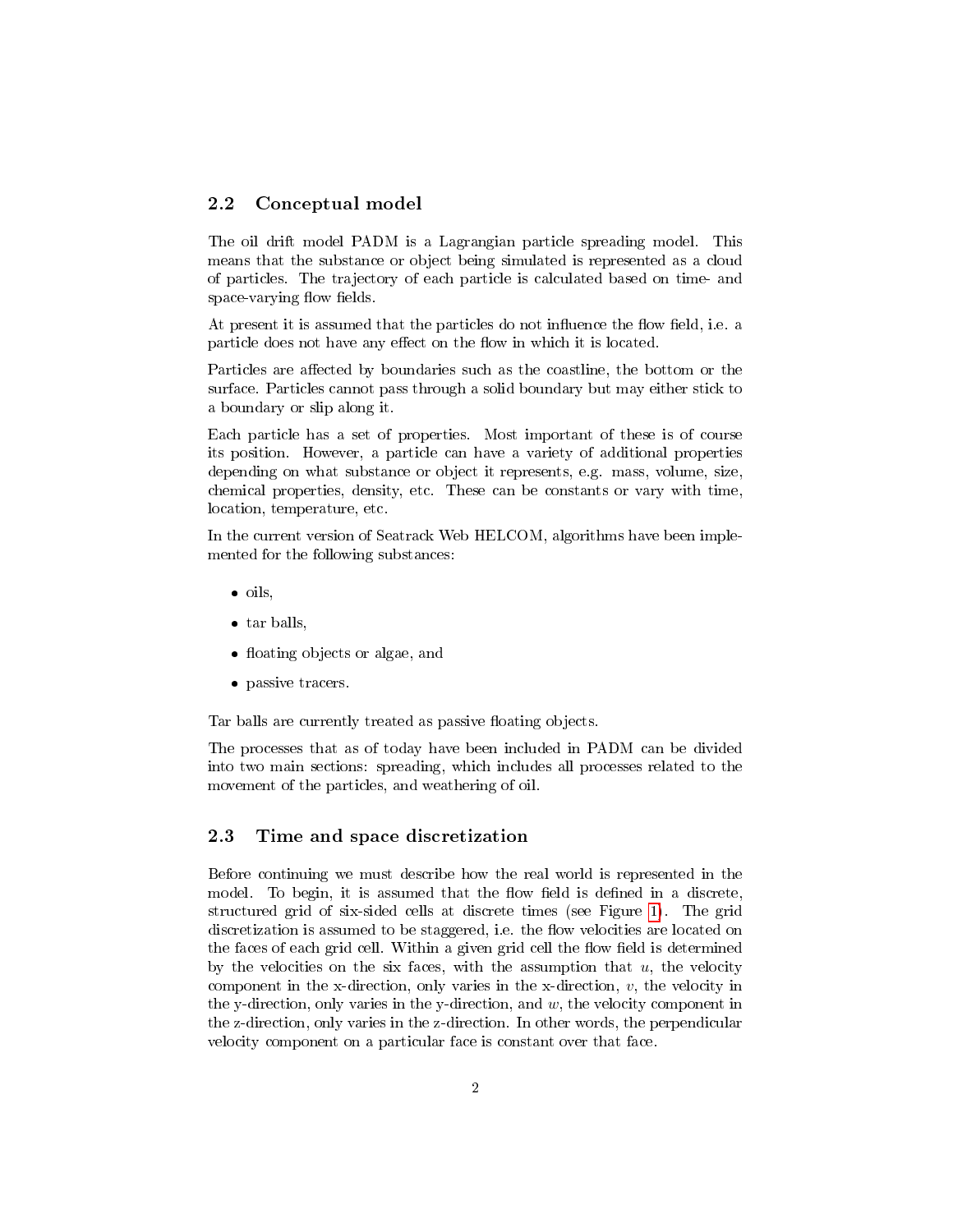## 2.2 Conceptual model

The oil drift model PADM is a Lagrangian particle spreading model. This means that the substance or object being simulated is represented as a cloud of particles. The trajectory of each particle is calculated based on time- and space-varying flow fields.

At present it is assumed that the particles do not influence the flow field, i.e. a particle does not have any effect on the flow in which it is located.

Particles are affected by boundaries such as the coastline, the bottom or the surface. Particles cannot pass through a solid boundary but may either stick to a boundary or slip along it.

Each particle has a set of properties. Most important of these is of course its position. However, a particle can have a variety of additional properties depending on what substance or object it represents, e.g. mass, volume, size, chemical properties, density, etc. These can be constants or vary with time, location, temperature, etc.

In the current version of Seatrack Web HELCOM, algorithms have been implemented for the following substances:

- oils,
- tar balls,
- floating objects or algae, and
- passive tracers.

Tar balls are currently treated as passive floating objects.

The processes that as of today have been included in PADM can be divided into two main sections: spreading, which includes all processes related to the movement of the particles, and weathering of oil.

## 2.3 Time and space discretization

Before continuing we must describe how the real world is represented in the model. To begin, it is assumed that the flow field is defined in a discrete, structured grid of six-sided cells at discrete times (see Figure 1). The grid discretization is assumed to be staggered, i.e. the flow velocities are located on the faces of each grid cell. Within a given grid cell the flow field is determined by the velocities on the six faces, with the assumption that $u$, the velocity component in the x-direction, only varies in the x-direction, $v$, the velocity in the y-direction, only varies in the y-direction, and $w$, the velocity component in the z-direction, only varies in the z-direction. In other words, the perpendicular velocity component on a particular face is constant over that face.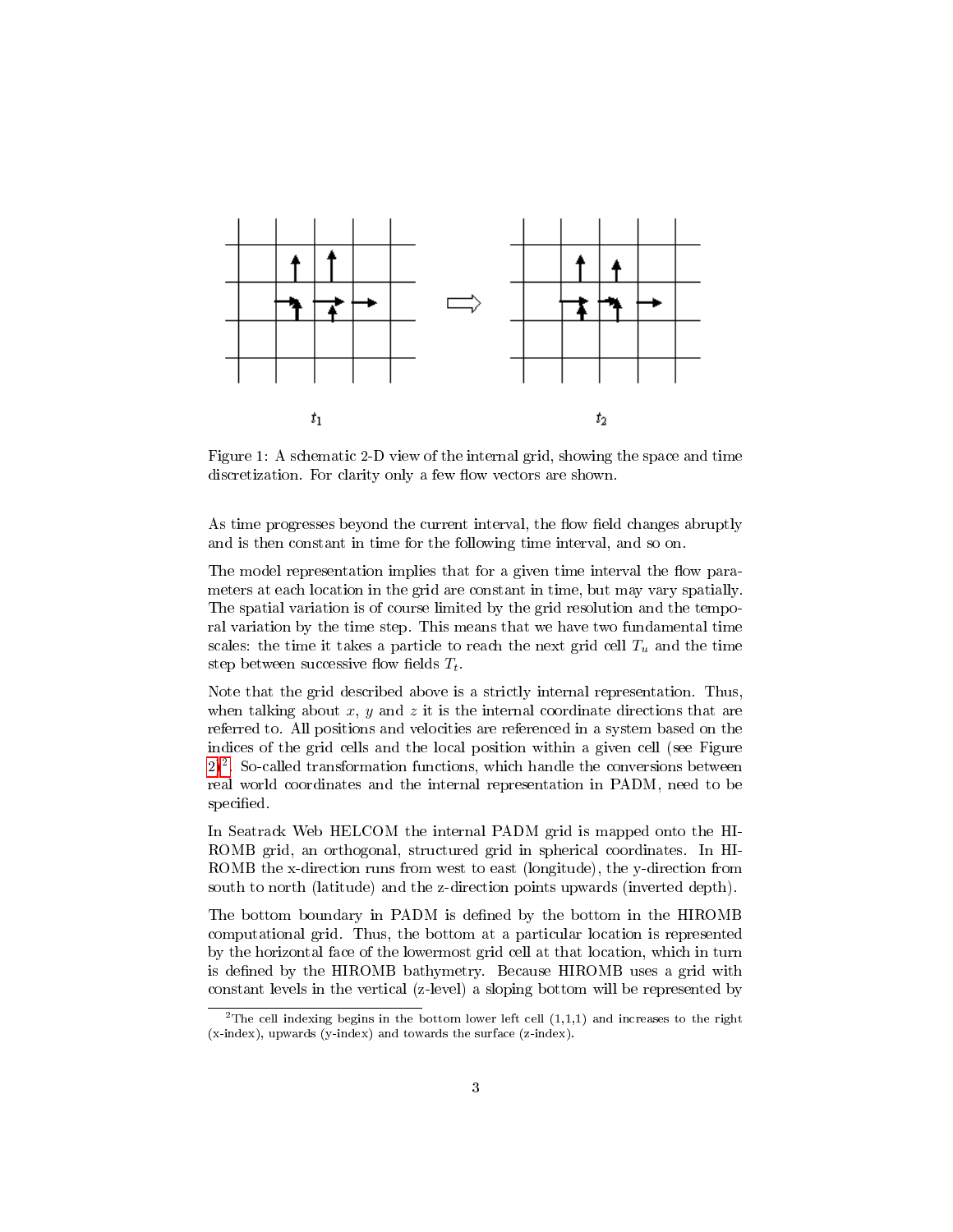$t_1$ $t_2$

Figure 1: A schematic 2-D view of the internal grid, showing the space and time discretization. For clarity only a few flow vectors are shown.

As time progresses beyond the current interval, the flow field changes abruptly and is then constant in time for the following time interval, and so on.

The model representation implies that for a given time interval the flow parameters at each location in the grid are constant in time, but may vary spatially. The spatial variation is of course limited by the grid resolution and the temporal variation by the time step. This means that we have two fundamental time scales: the time it takes a particle to reach the next grid cell $T_u$ and the time step between successive flow fields $T_t$.

Note that the grid described above is a strictly internal representation. Thus, when talking about $x$, $y$ and $z$ it is the internal coordinate directions that are referred to. All positions and velocities are referenced in a system based on the indices of the grid cells and the local position within a given cell (see Figure 2)[2]. So-called transformation functions, which handle the conversions between real world coordinates and the internal representation in PADM, need to be specified.

In Seatrack Web HELCOM the internal PADM grid is mapped onto the HIROMB grid, an orthogonal, structured grid in spherical coordinates. In HIROMB the x-direction runs from west to east (longitude), the y-direction from south to north (latitude) and the z-direction points upwards (inverted depth).

The bottom boundary in PADM is defined by the bottom in the HIROMB computational grid. Thus, the bottom at a particular location is represented by the horizontal face of the lowermost grid cell at that location, which in turn is defined by the HIROMB bathymetry. Because HIROMB uses a grid with constant levels in the vertical (z-level) a sloping bottom will be represented by

[2]The cell indexing begins in the bottom lower left cell (1,1,1) and increases to the right (x-index), upwards (y-index) and towards the surface (z-index).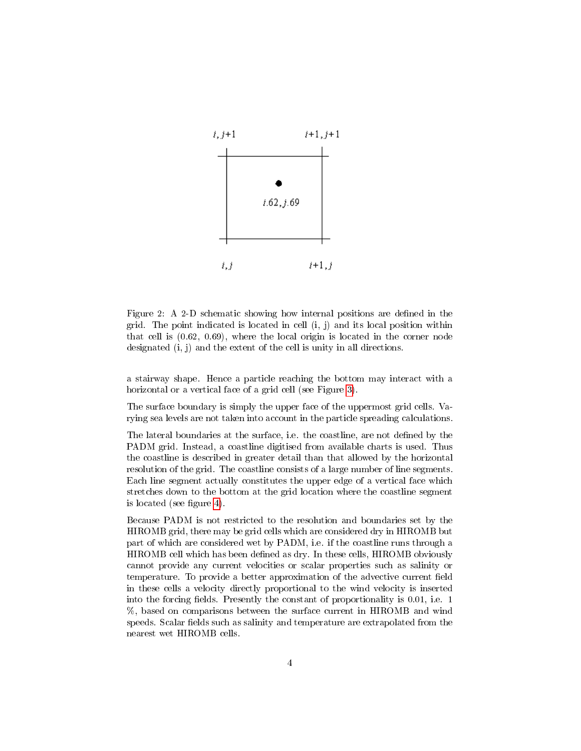Figure 2: A 2-D schematic showing how internal positions are defined in the grid. The point indicated is located in cell (i, j) and its local position within that cell is (0.62, 0.69), where the local origin is located in the corner node designated (i, j) and the extent of the cell is unity in all directions.

a stairway shape. Hence a particle reaching the bottom may interact with a horizontal or a vertical face of a grid cell (see Figure 3).

The surface boundary is simply the upper face of the uppermost grid cells. Varying sea levels are not taken into account in the particle spreading calculations.

The lateral boundaries at the surface, i.e. the coastline, are not defined by the PADM grid. Instead, a coastline digitised from available charts is used. Thus the coastline is described in greater detail than that allowed by the horizontal resolution of the grid. The coastline consists of a large number of line segments. Each line segment actually constitutes the upper edge of a vertical face which stretches down to the bottom at the grid location where the coastline segment is located (see figure 4).

Because PADM is not restricted to the resolution and boundaries set by the HIROMB grid, there may be grid cells which are considered dry in HIROMB but part of which are considered wet by PADM, i.e. if the coastline runs through a HIROMB cell which has been defined as dry. In these cells, HIROMB obviously cannot provide any current velocities or scalar properties such as salinity or temperature. To provide a better approximation of the advective current field in these cells a velocity directly proportional to the wind velocity is inserted into the forcing fields. Presently the constant of proportionality is 0.01, i.e. 1 %, based on comparisons between the surface current in HIROMB and wind speeds. Scalar fields such as salinity and temperature are extrapolated from the nearest wet HIROMB cells.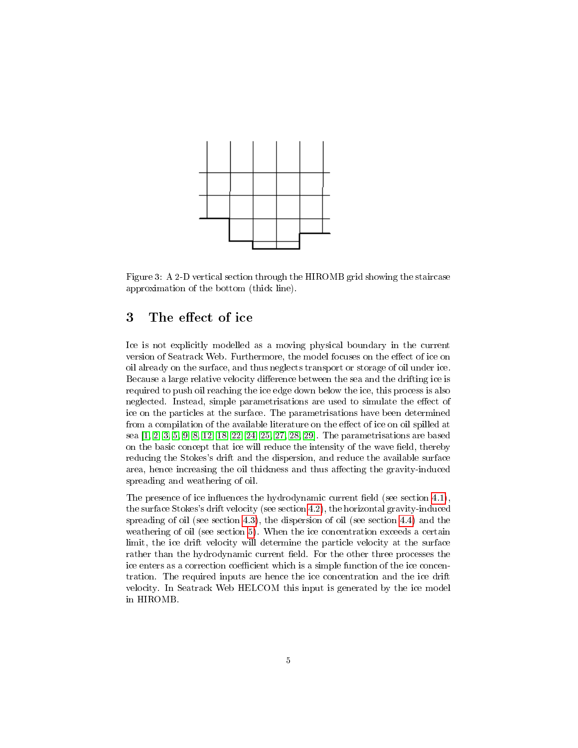Figure 3: A 2-D vertical section through the HIROMB grid showing the staircase approximation of the bottom (thick line).

## 3 The effect of ice

Ice is not explicitly modelled as a moving physical boundary in the current version of Seatrack Web. Furthermore, the model focuses on the effect of ice on oil already on the surface, and thus neglects transport or storage of oil under ice. Because a large relative velocity difference between the sea and the drifting ice is required to push oil reaching the ice edge down below the ice, this process is also neglected. Instead, simple parametrisations are used to simulate the effect of ice on the particles at the surface. The parametrisations have been determined from a compilation of the available literature on the effect of ice on oil spilled at sea [1, 2, 3, 5, 9, 8, 12, 18, 22, 24, 25, 27, 28, 29]. The parametrisations are based on the basic concept that ice will reduce the intensity of the wave field, thereby reducing the Stokes's drift and the dispersion, and reduce the available surface area, hence increasing the oil thickness and thus affecting the gravity-induced spreading and weathering of oil.

The presence of ice influences the hydrodynamic current field (see section 4.1), the surface Stokes's drift velocity (see section 4.2), the horizontal gravity-induced spreading of oil (see section 4.3), the dispersion of oil (see section 4.4) and the weathering of oil (see section 5). When the ice concentration exceeds a certain limit, the ice drift velocity will determine the particle velocity at the surface rather than the hydrodynamic current field. For the other three processes the ice enters as a correction coefficient which is a simple function of the ice concentration. The required inputs are hence the ice concentration and the ice drift velocity. In Seatrack Web HELCOM this input is generated by the ice model in HIROMB.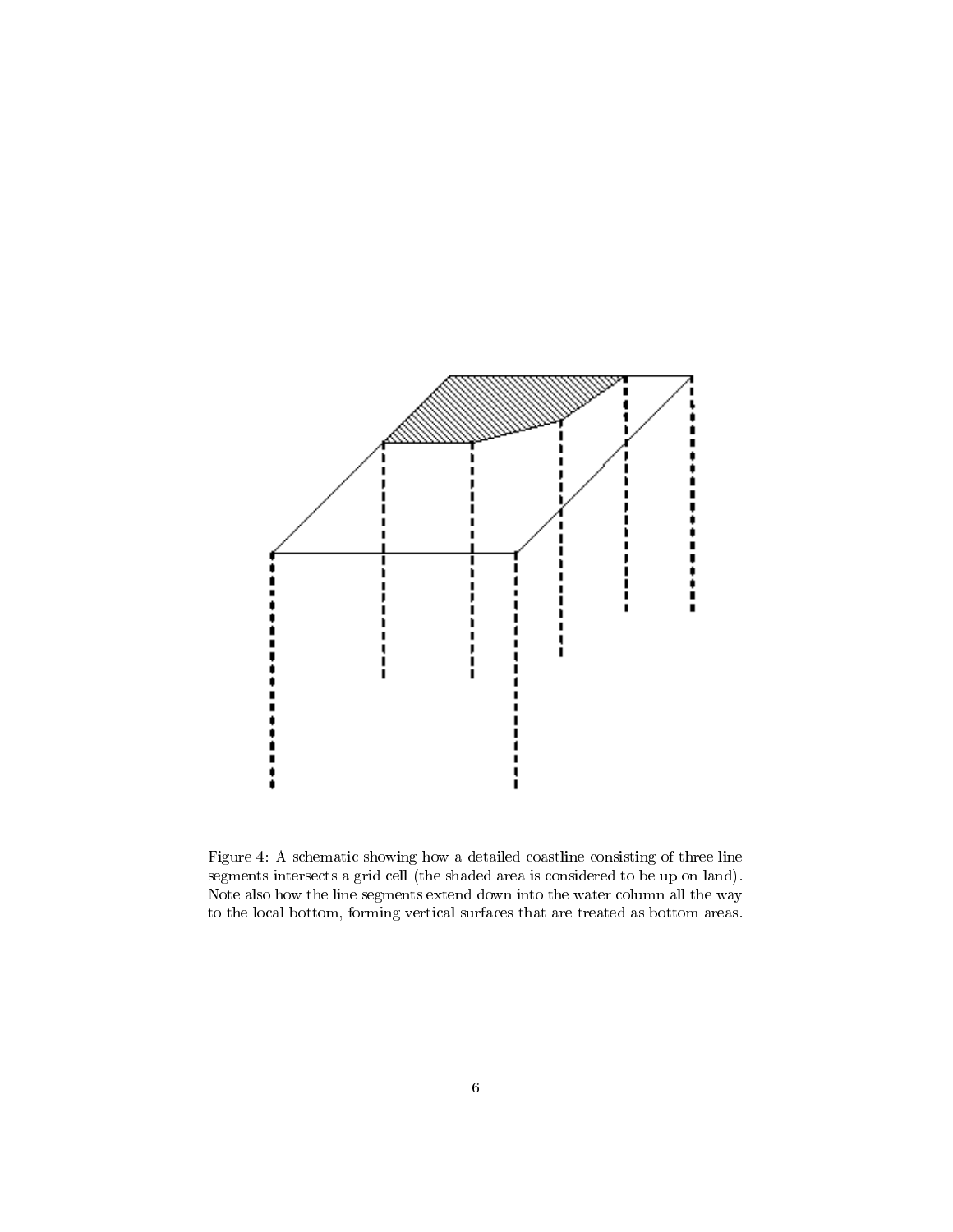Figure 4: A schematic showing how a detailed coastline consisting of three line segments intersects a grid cell (the shaded area is considered to be up on land). Note also how the line segments extend down into the water column all the way to the local bottom, forming vertical surfaces that are treated as bottom areas.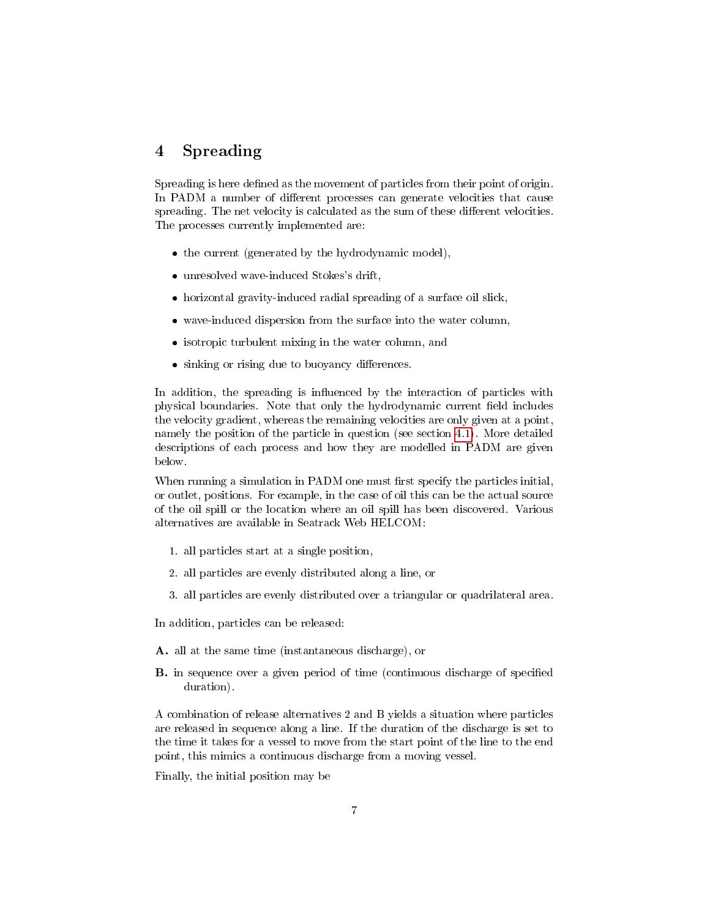# 4 Spreading

Spreading is here defined as the movement of particles from their point of origin. In PADM a number of different processes can generate velocities that cause spreading. The net velocity is calculated as the sum of these different velocities. The processes currently implemented are:

- the current (generated by the hydrodynamic model),
- unresolved wave-induced Stokes's drift,
- horizontal gravity-induced radial spreading of a surface oil slick,
- wave-induced dispersion from the surface into the water column,
- isotropic turbulent mixing in the water column, and
- sinking or rising due to buoyancy differences.

In addition, the spreading is influenced by the interaction of particles with physical boundaries. Note that only the hydrodynamic current field includes the velocity gradient, whereas the remaining velocities are only given at a point, namely the position of the particle in question (see section 4.1). More detailed descriptions of each process and how they are modelled in PADM are given below.

When running a simulation in PADM one must first specify the particles initial, or outlet, positions. For example, in the case of oil this can be the actual source of the oil spill or the location where an oil spill has been discovered. Various alternatives are available in Seatrack Web HELCOM:

1. all particles start at a single position,
2. all particles are evenly distributed along a line, or
3. all particles are evenly distributed over a triangular or quadrilateral area.

In addition, particles can be released:

**A.** all at the same time (instantaneous discharge), or

**B.** in sequence over a given period of time (continuous discharge of specified duration).

A combination of release alternatives 2 and B yields a situation where particles are released in sequence along a line. If the duration of the discharge is set to the time it takes for a vessel to move from the start point of the line to the end point, this mimics a continuous discharge from a moving vessel.

Finally, the initial position may be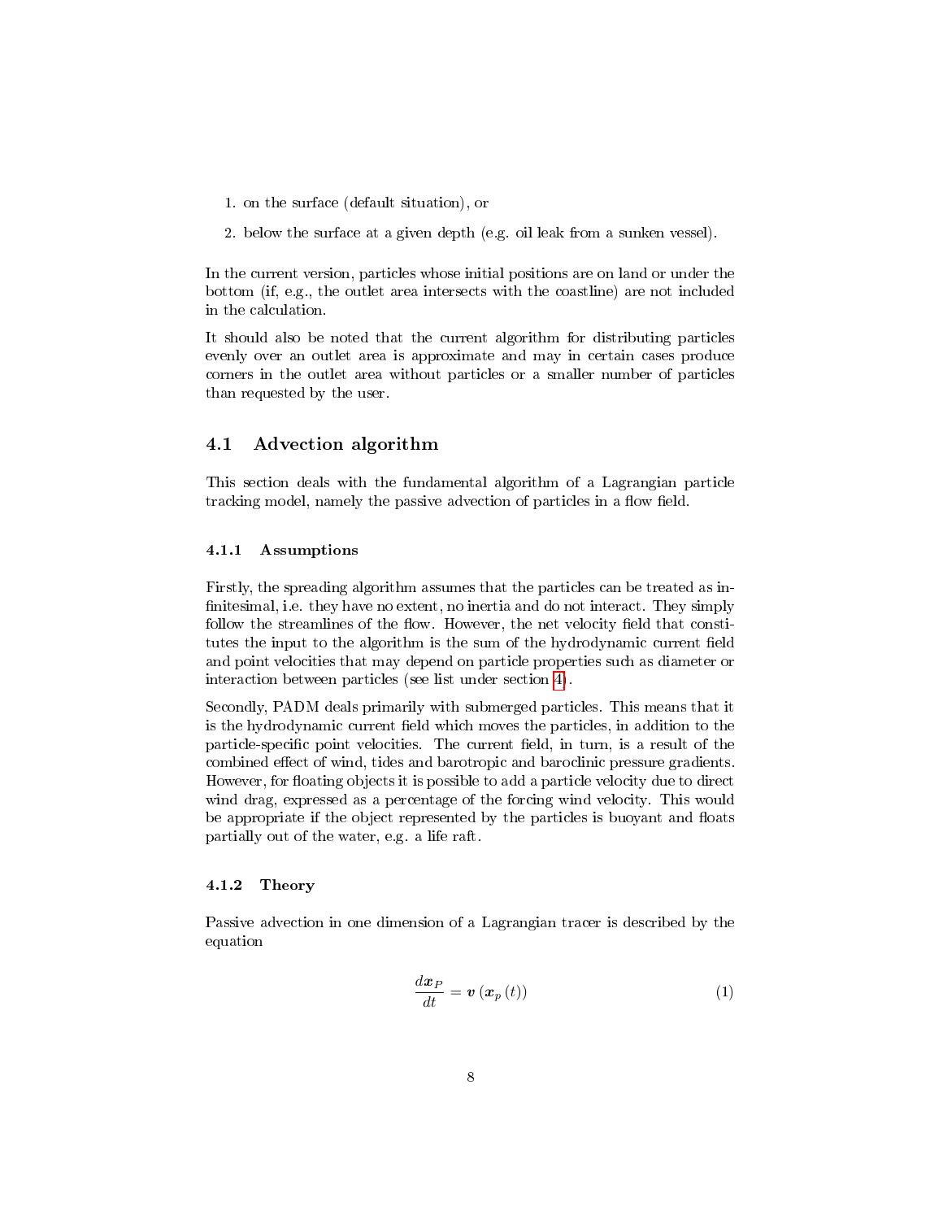1. on the surface (default situation), or
2. below the surface at a given depth (e.g. oil leak from a sunken vessel).

In the current version, particles whose initial positions are on land or under the bottom (if, e.g., the outlet area intersects with the coastline) are not included in the calculation.

It should also be noted that the current algorithm for distributing particles evenly over an outlet area is approximate and may in certain cases produce corners in the outlet area without particles or a smaller number of particles than requested by the user.

## 4.1 Advection algorithm

This section deals with the fundamental algorithm of a Lagrangian particle tracking model, namely the passive advection of particles in a flow field.

### 4.1.1 Assumptions

Firstly, the spreading algorithm assumes that the particles can be treated as infinitesimal, i.e. they have no extent, no inertia and do not interact. They simply follow the streamlines of the flow. However, the net velocity field that constitutes the input to the algorithm is the sum of the hydrodynamic current field and point velocities that may depend on particle properties such as diameter or interaction between particles (see list under section 4).

Secondly, PADM deals primarily with submerged particles. This means that it is the hydrodynamic current field which moves the particles, in addition to the particle-specific point velocities. The current field, in turn, is a result of the combined effect of wind, tides and barotropic and baroclinic pressure gradients. However, for floating objects it is possible to add a particle velocity due to direct wind drag, expressed as a percentage of the forcing wind velocity. This would be appropriate if the object represented by the particles is buoyant and floats partially out of the water, e.g. a life raft.

### 4.1.2 Theory

Passive advection in one dimension of a Lagrangian tracer is described by the equation

$$\frac{d\boldsymbol{x}_P}{dt} = \boldsymbol{v}\left(\boldsymbol{x}_p\left(t\right)\right) \tag{1}$$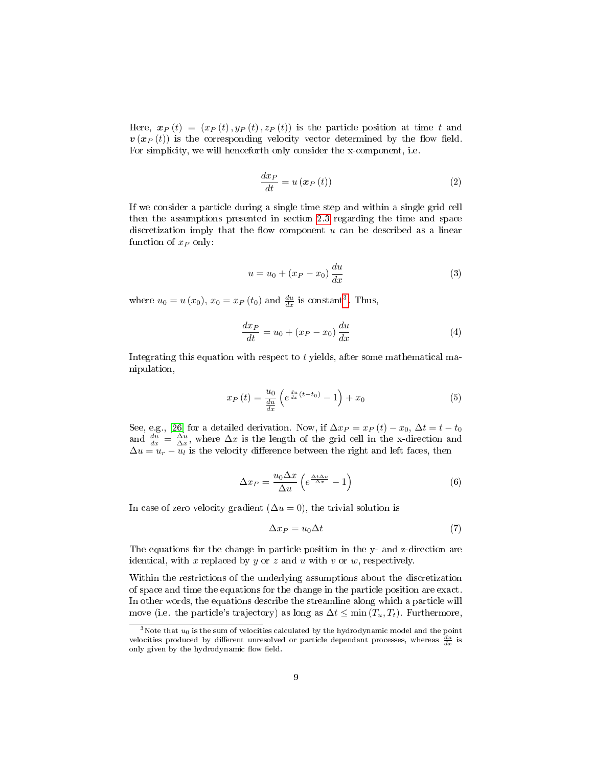Here, $\boldsymbol{x}_P(t) = (x_P(t), y_P(t), z_P(t))$ is the particle position at time $t$ and $\boldsymbol{v}(\boldsymbol{x}_P(t))$ is the corresponding velocity vector determined by the flow field. For simplicity, we will henceforth only consider the x-component, i.e.

$$\frac{dx_P}{dt} = u(\boldsymbol{x}_P(t)) \tag{2}$$

If we consider a particle during a single time step and within a single grid cell then the assumptions presented in section 2.3 regarding the time and space discretization imply that the flow component $u$ can be described as a linear function of $x_P$ only:

$$u = u_0 + (x_P - x_0)\frac{du}{dx} \tag{3}$$

where $u_0 = u(x_0)$, $x_0 = x_P(t_0)$ and $\frac{du}{dx}$ is constant[3]. Thus,

$$\frac{dx_P}{dt} = u_0 + (x_P - x_0)\frac{du}{dx} \tag{4}$$

Integrating this equation with respect to $t$ yields, after some mathematical manipulation,

$$x_P(t) = \frac{u_0}{\frac{du}{dx}}\left(e^{\frac{du}{dx}(t-t_0)} - 1\right) + x_0 \tag{5}$$

See, e.g., [26] for a detailed derivation. Now, if $\Delta x_P = x_P(t) - x_0$, $\Delta t = t - t_0$ and $\frac{du}{dx} = \frac{\Delta u}{\Delta x}$, where $\Delta x$ is the length of the grid cell in the x-direction and $\Delta u = u_r - u_l$ is the velocity difference between the right and left faces, then

$$\Delta x_P = \frac{u_0 \Delta x}{\Delta u}\left(e^{\frac{\Delta t \Delta u}{\Delta x}} - 1\right) \tag{6}$$

In case of zero velocity gradient ($\Delta u = 0$), the trivial solution is

$$\Delta x_P = u_0 \Delta t \tag{7}$$

The equations for the change in particle position in the y- and z-direction are identical, with $x$ replaced by $y$ or $z$ and $u$ with $v$ or $w$, respectively.

Within the restrictions of the underlying assumptions about the discretization of space and time the equations for the change in the particle position are exact. In other words, the equations describe the streamline along which a particle will move (i.e. the particle's trajectory) as long as $\Delta t \leq \min(T_u, T_t)$. Furthermore,

[3] Note that $u_0$ is the sum of velocities calculated by the hydrodynamic model and the point velocities produced by different unresolved or particle dependant processes, whereas $\frac{du}{dx}$ is only given by the hydrodynamic flow field.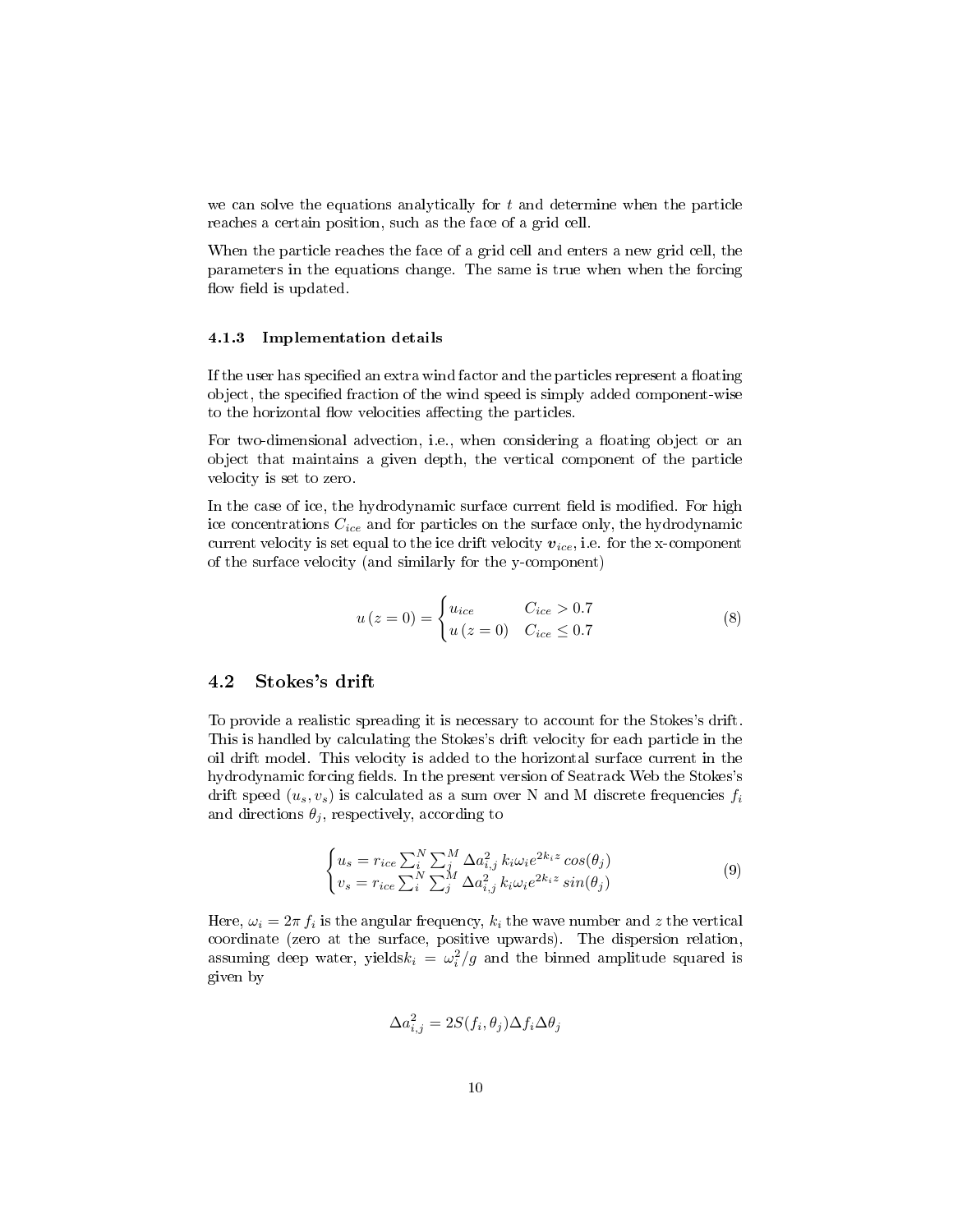we can solve the equations analytically for $t$ and determine when the particle reaches a certain position, such as the face of a grid cell.

When the particle reaches the face of a grid cell and enters a new grid cell, the parameters in the equations change. The same is true when when the forcing flow field is updated.

#### 4.1.3 Implementation details

If the user has specified an extra wind factor and the particles represent a floating object, the specified fraction of the wind speed is simply added component-wise to the horizontal flow velocities affecting the particles.

For two-dimensional advection, i.e., when considering a floating object or an object that maintains a given depth, the vertical component of the particle velocity is set to zero.

In the case of ice, the hydrodynamic surface current field is modified. For high ice concentrations $C_{ice}$ and for particles on the surface only, the hydrodynamic current velocity is set equal to the ice drift velocity $\boldsymbol{v}_{ice}$, i.e. for the x-component of the surface velocity (and similarly for the y-component)

$$u\left(z=0\right)=\begin{cases}u_{ice} & C_{ice}>0.7\\ u\left(z=0\right) & C_{ice}\leq 0.7\end{cases} \tag{8}$$

## 4.2 Stokes's drift

To provide a realistic spreading it is necessary to account for the Stokes's drift. This is handled by calculating the Stokes's drift velocity for each particle in the oil drift model. This velocity is added to the horizontal surface current in the hydrodynamic forcing fields. In the present version of Seatrack Web the Stokes's drift speed $(u_s, v_s)$ is calculated as a sum over N and M discrete frequencies $f_i$ and directions $\theta_j$, respectively, according to

$$\begin{cases}u_s = r_{ice}\sum_i^N\sum_j^M \Delta a_{i,j}^2\, k_i\omega_i e^{2k_i z}\, cos(\theta_j)\\ v_s = r_{ice}\sum_i^N\sum_j^M \Delta a_{i,j}^2\, k_i\omega_i e^{2k_i z}\, sin(\theta_j)\end{cases} \tag{9}$$

Here, $\omega_i = 2\pi\, f_i$ is the angular frequency, $k_i$ the wave number and $z$ the vertical coordinate (zero at the surface, positive upwards). The dispersion relation, assuming deep water, yields$k_i = \omega_i^2/g$ and the binned amplitude squared is given by

$$\Delta a_{i,j}^2 = 2S(f_i,\theta_j)\Delta f_i \Delta\theta_j$$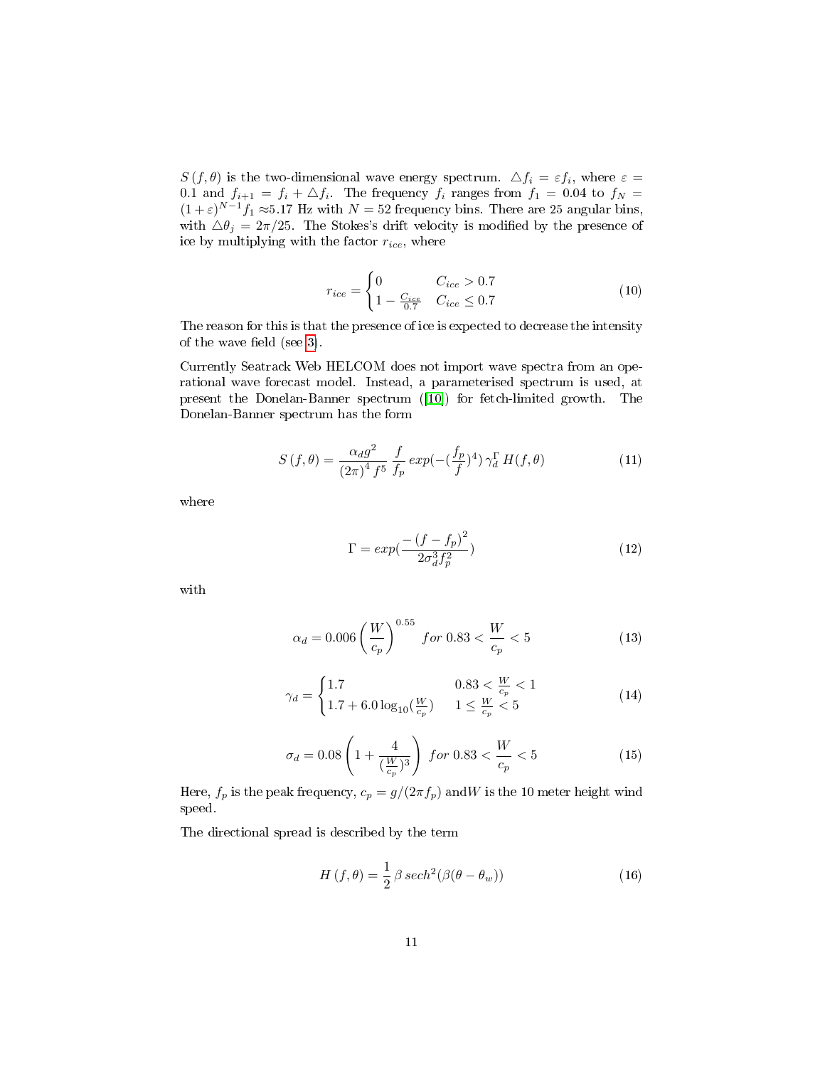$S(f, \theta)$ is the two-dimensional wave energy spectrum. $\triangle f_i = \varepsilon f_i$, where $\varepsilon = 0.1$ and $f_{i+1} = f_i + \triangle f_i$. The frequency $f_i$ ranges from $f_1 = 0.04$ to $f_N = (1+\varepsilon)^{N-1} f_1 \approx 5.17$ Hz with $N = 52$ frequency bins. There are 25 angular bins, with $\triangle\theta_j = 2\pi/25$. The Stokes's drift velocity is modified by the presence of ice by multiplying with the factor $r_{ice}$, where

$$r_{ice} = \begin{cases} 0 & C_{ice} > 0.7 \\ 1 - \frac{C_{ice}}{0.7} & C_{ice} \leq 0.7 \end{cases} \tag{10}$$

The reason for this is that the presence of ice is expected to decrease the intensity of the wave field (see 3).

Currently Seatrack Web HELCOM does not import wave spectra from an operational wave forecast model. Instead, a parameterised spectrum is used, at present the Donelan-Banner spectrum ([10]) for fetch-limited growth. The Donelan-Banner spectrum has the form

$$S(f, \theta) = \frac{\alpha_d g^2}{(2\pi)^4 f^5} \frac{f}{f_p} exp(-(\frac{f_p}{f})^4)\, \gamma_d^{\Gamma}\, H(f, \theta) \tag{11}$$

where

$$\Gamma = exp(\frac{-(f - f_p)^2}{2\sigma_d^3 f_p^2}) \tag{12}$$

with

$$\alpha_d = 0.006 \left(\frac{W}{c_p}\right)^{0.55} \; for \; 0.83 < \frac{W}{c_p} < 5 \tag{13}$$

$$\gamma_d = \begin{cases} 1.7 & 0.83 < \frac{W}{c_p} < 1 \\ 1.7 + 6.0 \log_{10}(\frac{W}{c_p}) & 1 \leq \frac{W}{c_p} < 5 \end{cases} \tag{14}$$

$$\sigma_d = 0.08 \left(1 + \frac{4}{(\frac{W}{c_p})^3}\right) \; for \; 0.83 < \frac{W}{c_p} < 5 \tag{15}$$

Here, $f_p$ is the peak frequency, $c_p = g/(2\pi f_p)$ and$W$ is the 10 meter height wind speed.

The directional spread is described by the term

$$H(f, \theta) = \frac{1}{2}\, \beta\, sech^2(\beta(\theta - \theta_w)) \tag{16}$$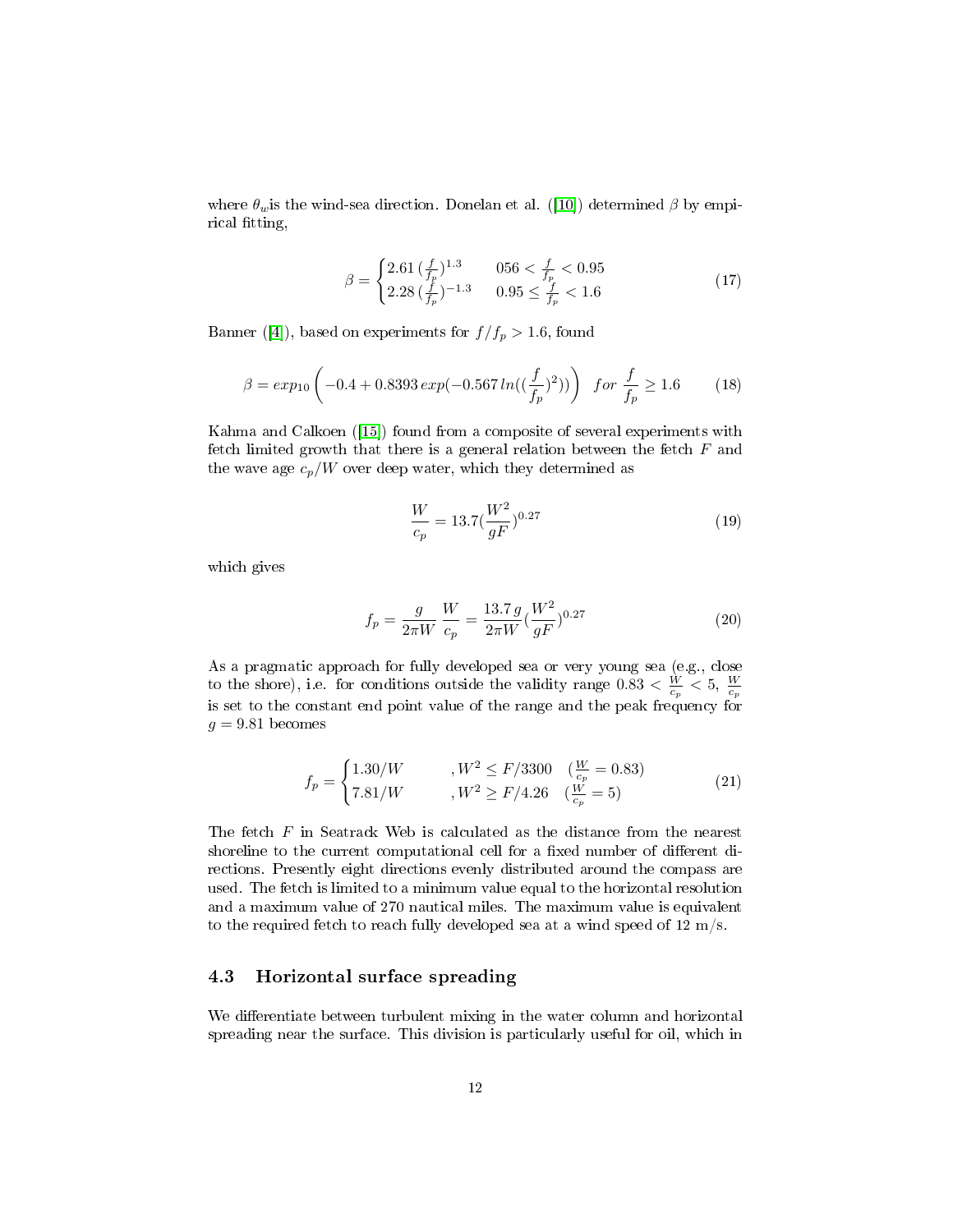where $\theta_w$is the wind-sea direction. Donelan et al. ([10]) determined $\beta$ by empirical fitting,

$$\beta = \begin{cases} 2.61\,(\frac{f}{f_p})^{1.3} & 056 < \frac{f}{f_p} < 0.95 \\ 2.28\,(\frac{f}{f_p})^{-1.3} & 0.95 \le \frac{f}{f_p} < 1.6 \end{cases} \tag{17}$$

Banner ([4]), based on experiments for $f/f_p > 1.6$, found

$$\beta = exp_{10}\left(-0.4 + 0.8393\,exp(-0.567\,ln((\frac{f}{f_p})^2))\right) \quad for\ \frac{f}{f_p} \ge 1.6 \tag{18}$$

Kahma and Calkoen ([15]) found from a composite of several experiments with fetch limited growth that there is a general relation between the fetch $F$ and the wave age $c_p/W$ over deep water, which they determined as

$$\frac{W}{c_p} = 13.7(\frac{W^2}{gF})^{0.27} \tag{19}$$

which gives

$$f_p = \frac{g}{2\pi W}\,\frac{W}{c_p} = \frac{13.7\,g}{2\pi W}(\frac{W^2}{gF})^{0.27} \tag{20}$$

As a pragmatic approach for fully developed sea or very young sea (e.g., close to the shore), i.e. for conditions outside the validity range $0.83 < \frac{W}{c_p} < 5$, $\frac{W}{c_p}$ is set to the constant end point value of the range and the peak frequency for $g = 9.81$ becomes

$$f_p = \begin{cases} 1.30/W & , W^2 \le F/3300 \quad (\frac{W}{c_p} = 0.83) \\ 7.81/W & , W^2 \ge F/4.26 \quad (\frac{W}{c_p} = 5) \end{cases} \tag{21}$$

The fetch $F$ in Seatrack Web is calculated as the distance from the nearest shoreline to the current computational cell for a fixed number of different directions. Presently eight directions evenly distributed around the compass are used. The fetch is limited to a minimum value equal to the horizontal resolution and a maximum value of 270 nautical miles. The maximum value is equivalent to the required fetch to reach fully developed sea at a wind speed of 12 m/s.

### 4.3 Horizontal surface spreading

We differentiate between turbulent mixing in the water column and horizontal spreading near the surface. This division is particularly useful for oil, which in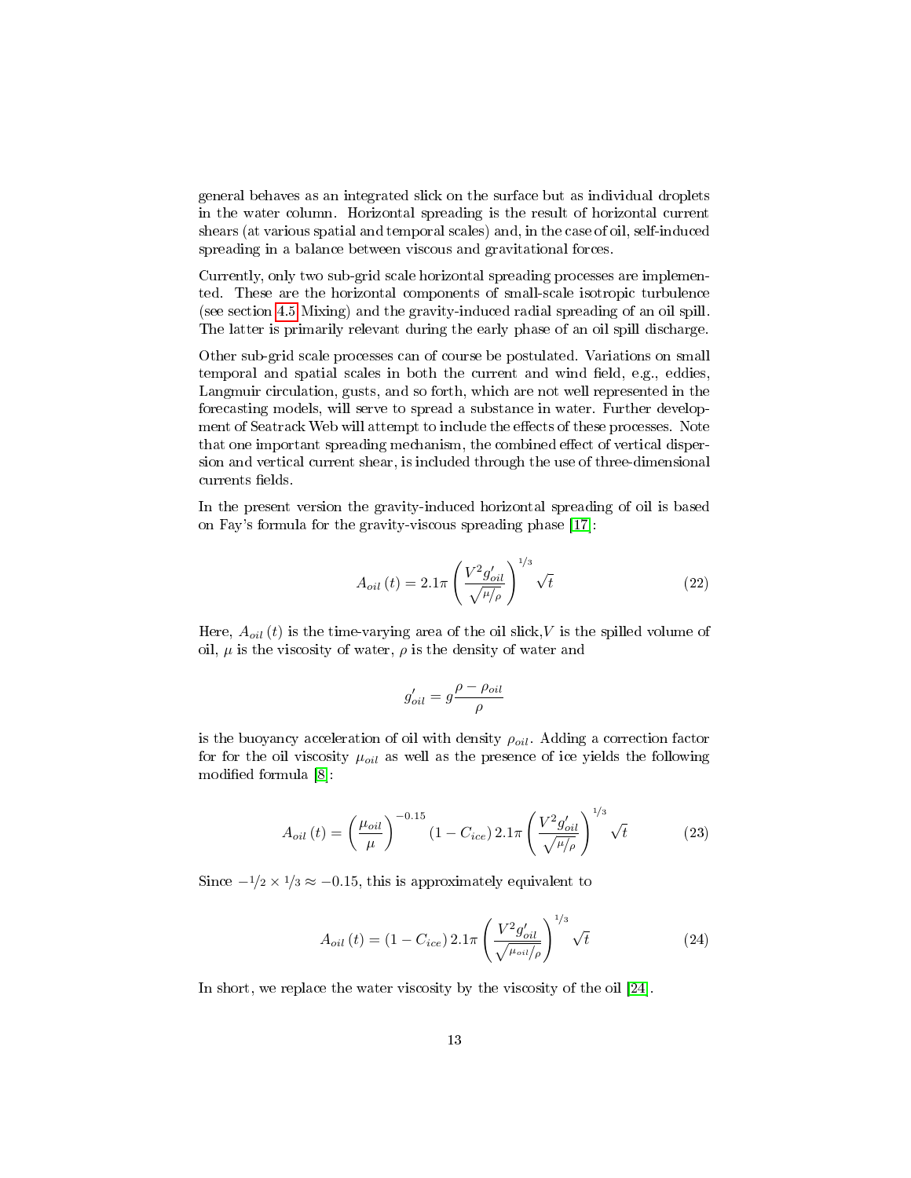general behaves as an integrated slick on the surface but as individual droplets in the water column. Horizontal spreading is the result of horizontal current shears (at various spatial and temporal scales) and, in the case of oil, self-induced spreading in a balance between viscous and gravitational forces.

Currently, only two sub-grid scale horizontal spreading processes are implemented. These are the horizontal components of small-scale isotropic turbulence (see section 4.5 Mixing) and the gravity-induced radial spreading of an oil spill. The latter is primarily relevant during the early phase of an oil spill discharge.

Other sub-grid scale processes can of course be postulated. Variations on small temporal and spatial scales in both the current and wind field, e.g., eddies, Langmuir circulation, gusts, and so forth, which are not well represented in the forecasting models, will serve to spread a substance in water. Further development of Seatrack Web will attempt to include the effects of these processes. Note that one important spreading mechanism, the combined effect of vertical dispersion and vertical current shear, is included through the use of three-dimensional currents fields.

In the present version the gravity-induced horizontal spreading of oil is based on Fay's formula for the gravity-viscous spreading phase [17]:

$$A_{oil}(t) = 2.1\pi \left( \frac{V^2 g'_{oil}}{\sqrt{\mu/\rho}} \right)^{1/3} \sqrt{t} \tag{22}$$

Here, $A_{oil}(t)$ is the time-varying area of the oil slick, $V$ is the spilled volume of oil, $\mu$ is the viscosity of water, $\rho$ is the density of water and

$$g'_{oil} = g\frac{\rho - \rho_{oil}}{\rho}$$

is the buoyancy acceleration of oil with density $\rho_{oil}$. Adding a correction factor for for the oil viscosity $\mu_{oil}$ as well as the presence of ice yields the following modified formula [8]:

$$A_{oil}(t) = \left( \frac{\mu_{oil}}{\mu} \right)^{-0.15} (1 - C_{ice})\, 2.1\pi \left( \frac{V^2 g'_{oil}}{\sqrt{\mu/\rho}} \right)^{1/3} \sqrt{t} \tag{23}$$

Since $-1/2 \times 1/3 \approx -0.15$, this is approximately equivalent to

$$A_{oil}(t) = (1 - C_{ice})\, 2.1\pi \left( \frac{V^2 g'_{oil}}{\sqrt{\mu_{oil}/\rho}} \right)^{1/3} \sqrt{t} \tag{24}$$

In short, we replace the water viscosity by the viscosity of the oil [24].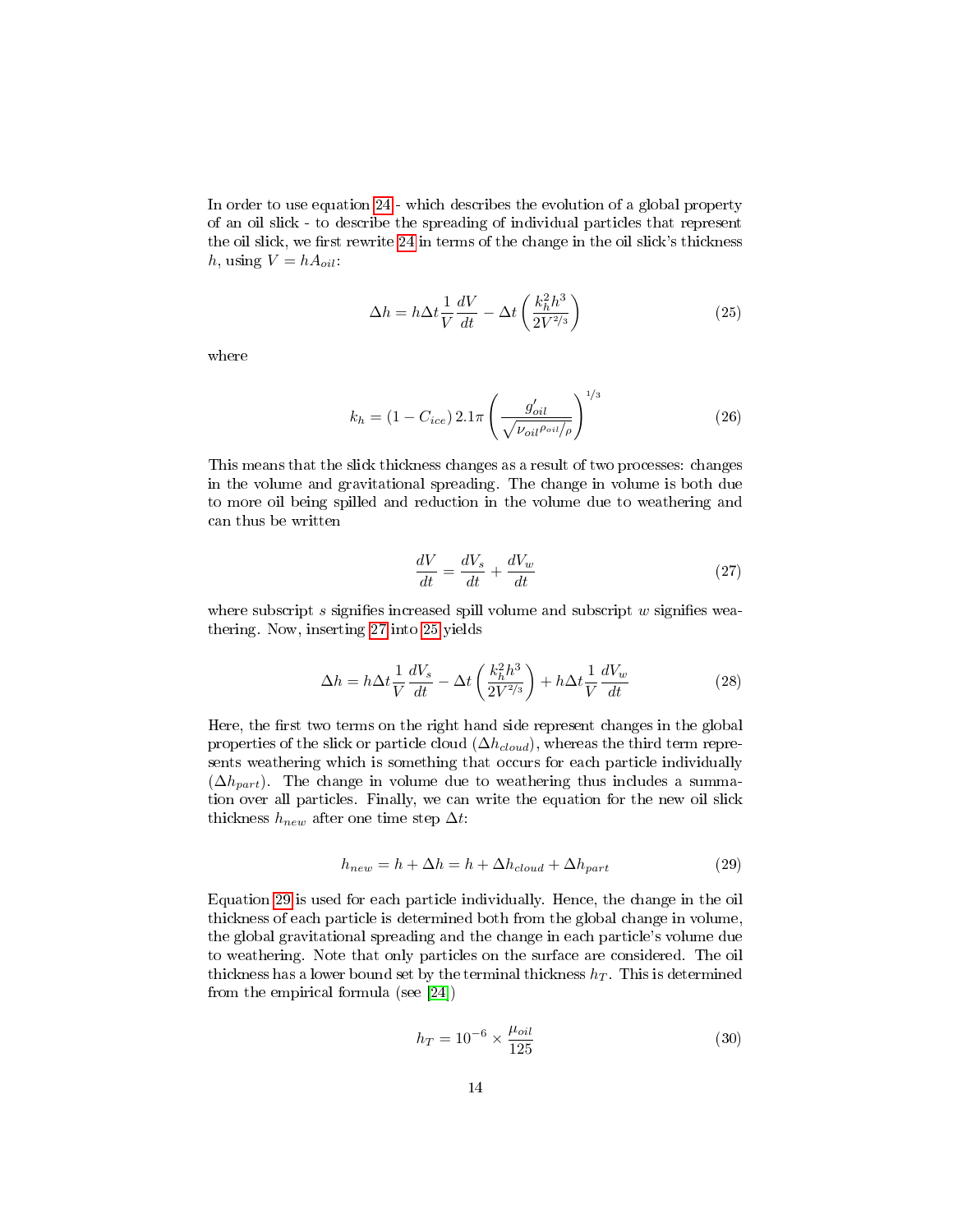In order to use equation 24 - which describes the evolution of a global property of an oil slick - to describe the spreading of individual particles that represent the oil slick, we first rewrite 24 in terms of the change in the oil slick's thickness $h$, using $V = hA_{oil}$:

$$\Delta h = h\Delta t \frac{1}{V}\frac{dV}{dt} - \Delta t \left( \frac{k_h^2 h^3}{2V^{2/3}} \right) \tag{25}$$

where

$$k_h = (1 - C_{ice})\, 2.1\pi \left( \frac{g'_{oil}}{\sqrt{\nu_{oil}\rho_{oil}/\rho}} \right)^{1/3} \tag{26}$$

This means that the slick thickness changes as a result of two processes: changes in the volume and gravitational spreading. The change in volume is both due to more oil being spilled and reduction in the volume due to weathering and can thus be written

$$\frac{dV}{dt} = \frac{dV_s}{dt} + \frac{dV_w}{dt} \tag{27}$$

where subscript $s$ signifies increased spill volume and subscript $w$ signifies weathering. Now, inserting 27 into 25 yields

$$\Delta h = h\Delta t \frac{1}{V}\frac{dV_s}{dt} - \Delta t \left( \frac{k_h^2 h^3}{2V^{2/3}} \right) + h\Delta t \frac{1}{V}\frac{dV_w}{dt} \tag{28}$$

Here, the first two terms on the right hand side represent changes in the global properties of the slick or particle cloud ($\Delta h_{cloud}$), whereas the third term represents weathering which is something that occurs for each particle individually ($\Delta h_{part}$). The change in volume due to weathering thus includes a summation over all particles. Finally, we can write the equation for the new oil slick thickness $h_{new}$ after one time step $\Delta t$:

$$h_{new} = h + \Delta h = h + \Delta h_{cloud} + \Delta h_{part} \tag{29}$$

Equation 29 is used for each particle individually. Hence, the change in the oil thickness of each particle is determined both from the global change in volume, the global gravitational spreading and the change in each particle's volume due to weathering. Note that only particles on the surface are considered. The oil thickness has a lower bound set by the terminal thickness $h_T$. This is determined from the empirical formula (see [24])

$$h_T = 10^{-6} \times \frac{\mu_{oil}}{125} \tag{30}$$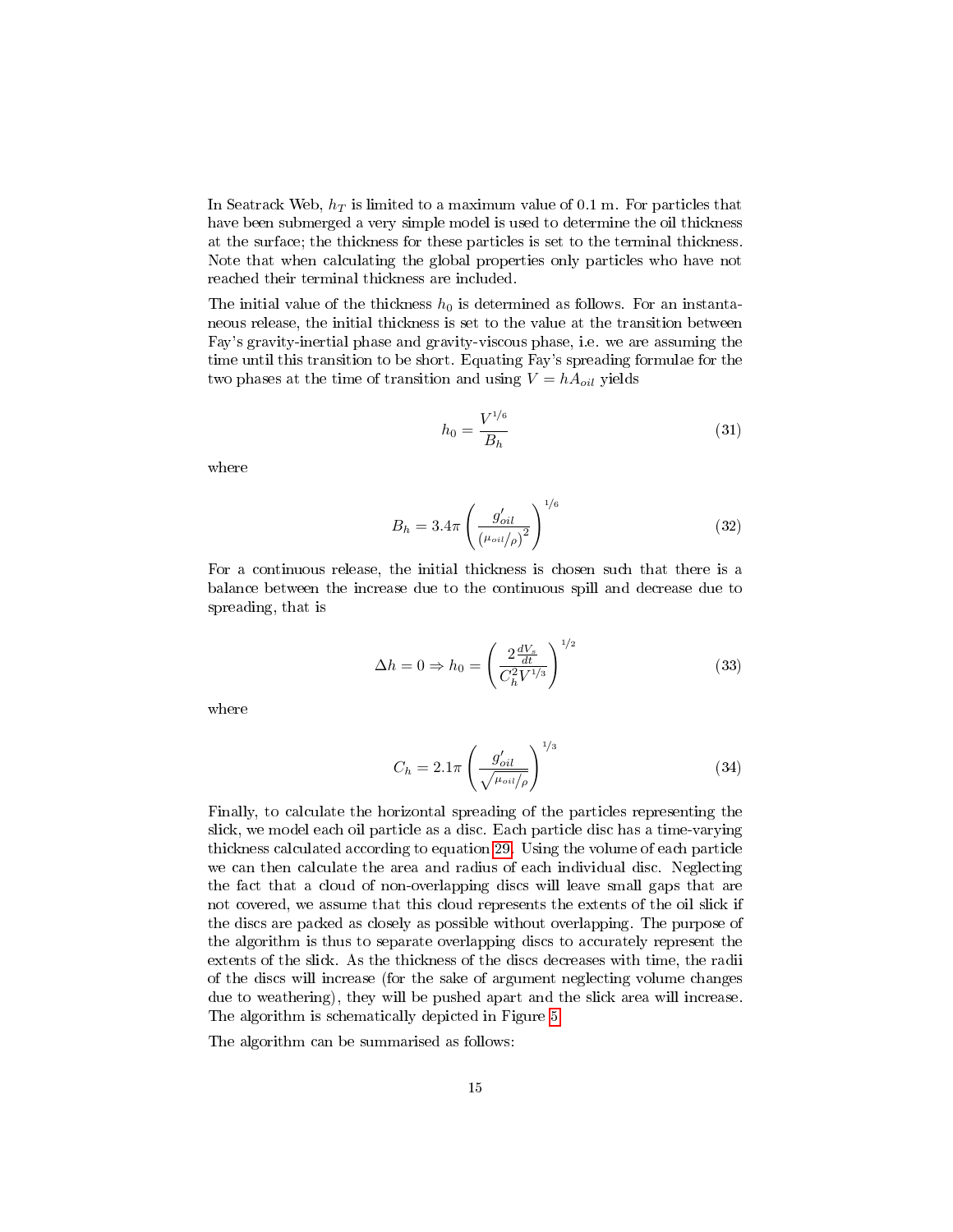In Seatrack Web, $h_T$ is limited to a maximum value of 0.1 m. For particles that have been submerged a very simple model is used to determine the oil thickness at the surface; the thickness for these particles is set to the terminal thickness. Note that when calculating the global properties only particles who have not reached their terminal thickness are included.

The initial value of the thickness $h_0$ is determined as follows. For an instantaneous release, the initial thickness is set to the value at the transition between Fay's gravity-inertial phase and gravity-viscous phase, i.e. we are assuming the time until this transition to be short. Equating Fay's spreading formulae for the two phases at the time of transition and using $V = hA_{oil}$ yields

$$h_0 = \frac{V^{1/6}}{B_h} \tag{31}$$

where

$$B_h = 3.4\pi \left( \frac{g'_{oil}}{\left(\mu_{oil}/\rho\right)^2} \right)^{1/6} \tag{32}$$

For a continuous release, the initial thickness is chosen such that there is a balance between the increase due to the continuous spill and decrease due to spreading, that is

$$\Delta h = 0 \Rightarrow h_0 = \left( \frac{2\frac{dV_s}{dt}}{C_h^2 V^{1/3}} \right)^{1/2} \tag{33}$$

where

$$C_h = 2.1\pi \left( \frac{g'_{oil}}{\sqrt{\mu_{oil}/\rho}} \right)^{1/3} \tag{34}$$

Finally, to calculate the horizontal spreading of the particles representing the slick, we model each oil particle as a disc. Each particle disc has a time-varying thickness calculated according to equation 29. Using the volume of each particle we can then calculate the area and radius of each individual disc. Neglecting the fact that a cloud of non-overlapping discs will leave small gaps that are not covered, we assume that this cloud represents the extents of the oil slick if the discs are packed as closely as possible without overlapping. The purpose of the algorithm is thus to separate overlapping discs to accurately represent the extents of the slick. As the thickness of the discs decreases with time, the radii of the discs will increase (for the sake of argument neglecting volume changes due to weathering), they will be pushed apart and the slick area will increase. The algorithm is schematically depicted in Figure 5.

The algorithm can be summarised as follows: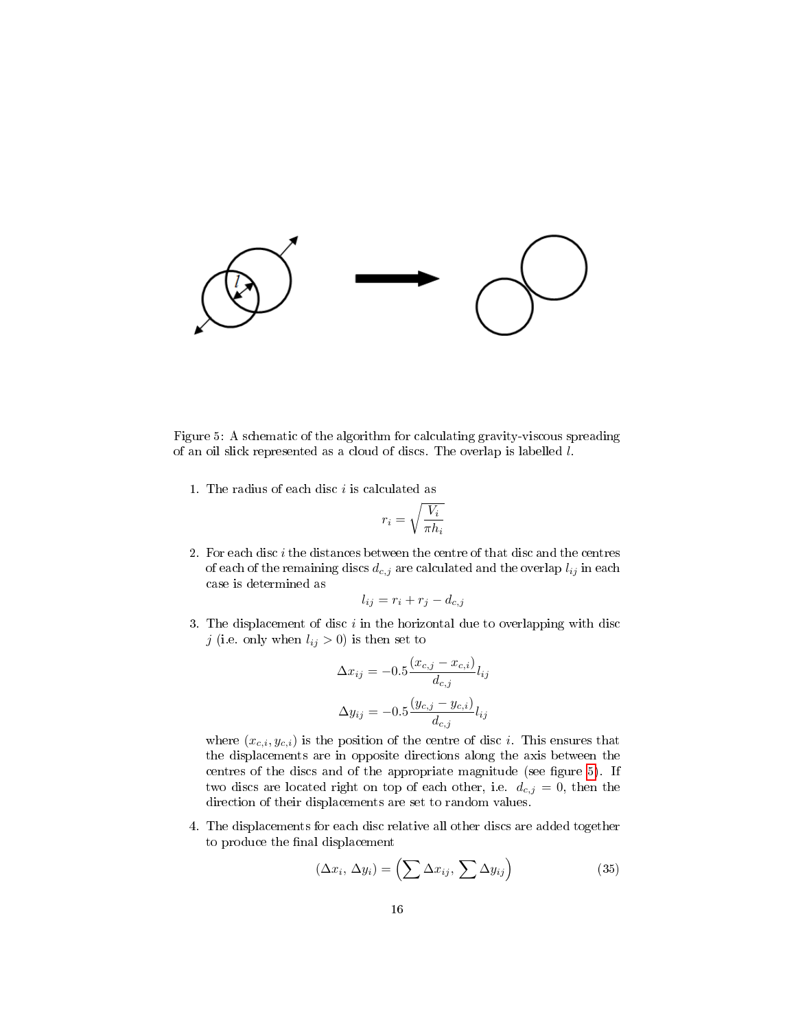Figure 5: A schematic of the algorithm for calculating gravity-viscous spreading of an oil slick represented as a cloud of discs. The overlap is labelled $l$.

1. The radius of each disc $i$ is calculated as

$$r_i = \sqrt{\frac{V_i}{\pi h_i}}$$

2. For each disc $i$ the distances between the centre of that disc and the centres of each of the remaining discs $d_{c,j}$ are calculated and the overlap $l_{ij}$ in each case is determined as

$$l_{ij} = r_i + r_j - d_{c,j}$$

3. The displacement of disc $i$ in the horizontal due to overlapping with disc $j$ (i.e. only when $l_{ij} > 0$) is then set to

$$\Delta x_{ij} = -0.5 \frac{(x_{c,j} - x_{c,i})}{d_{c,j}} l_{ij}$$

$$\Delta y_{ij} = -0.5 \frac{(y_{c,j} - y_{c,i})}{d_{c,j}} l_{ij}$$

where $(x_{c,i}, y_{c,i})$ is the position of the centre of disc $i$. This ensures that the displacements are in opposite directions along the axis between the centres of the discs and of the appropriate magnitude (see figure 5). If two discs are located right on top of each other, i.e. $d_{c,j} = 0$, then the direction of their displacements are set to random values.

4. The displacements for each disc relative all other discs are added together to produce the final displacement

$$(\Delta x_i, \Delta y_i) = \left(\sum \Delta x_{ij}, \sum \Delta y_{ij}\right) \tag{35}$$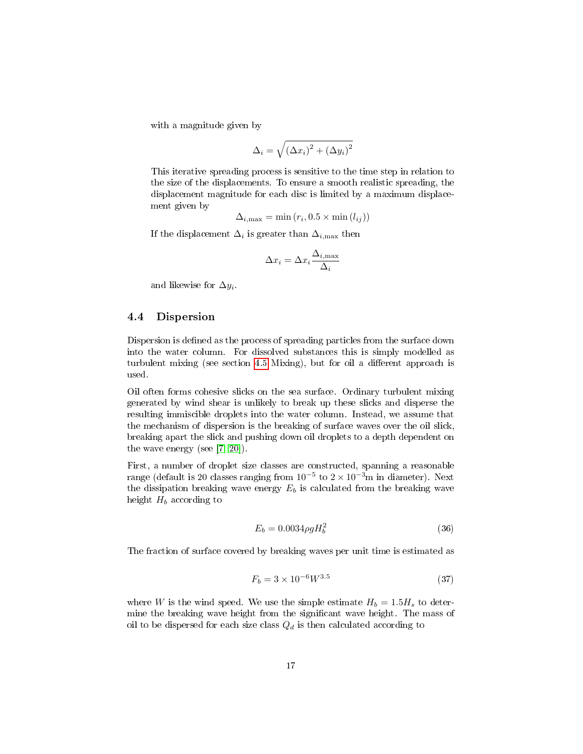with a magnitude given by

$$\Delta_i = \sqrt{(\Delta x_i)^2 + (\Delta y_i)^2}$$

This iterative spreading process is sensitive to the time step in relation to the size of the displacements. To ensure a smooth realistic spreading, the displacement magnitude for each disc is limited by a maximum displacement given by

$$\Delta_{i,\max} = \min\left(r_i, 0.5 \times \min\left(l_{ij}\right)\right)$$

If the displacement $\Delta_i$ is greater than $\Delta_{i,\max}$ then

$$\Delta x_i = \Delta x_i \frac{\Delta_{i,\max}}{\Delta_i}$$

and likewise for $\Delta y_i$.

## 4.4 Dispersion

Dispersion is defined as the process of spreading particles from the surface down into the water column. For dissolved substances this is simply modelled as turbulent mixing (see section 4.5 Mixing), but for oil a different approach is used.

Oil often forms cohesive slicks on the sea surface. Ordinary turbulent mixing generated by wind shear is unlikely to break up these slicks and disperse the resulting immiscible droplets into the water column. Instead, we assume that the mechanism of dispersion is the breaking of surface waves over the oil slick, breaking apart the slick and pushing down oil droplets to a depth dependent on the wave energy (see [7, 20]).

First, a number of droplet size classes are constructed, spanning a reasonable range (default is 20 classes ranging from $10^{-5}$ to $2 \times 10^{-3}$m in diameter). Next the dissipation breaking wave energy $E_b$ is calculated from the breaking wave height $H_b$ according to

$$E_b = 0.0034 \rho g H_b^2 \tag{36}$$

The fraction of surface covered by breaking waves per unit time is estimated as

$$F_b = 3 \times 10^{-6} W^{3.5} \tag{37}$$

where $W$ is the wind speed. We use the simple estimate $H_b = 1.5 H_s$ to determine the breaking wave height from the significant wave height. The mass of oil to be dispersed for each size class $Q_d$ is then calculated according to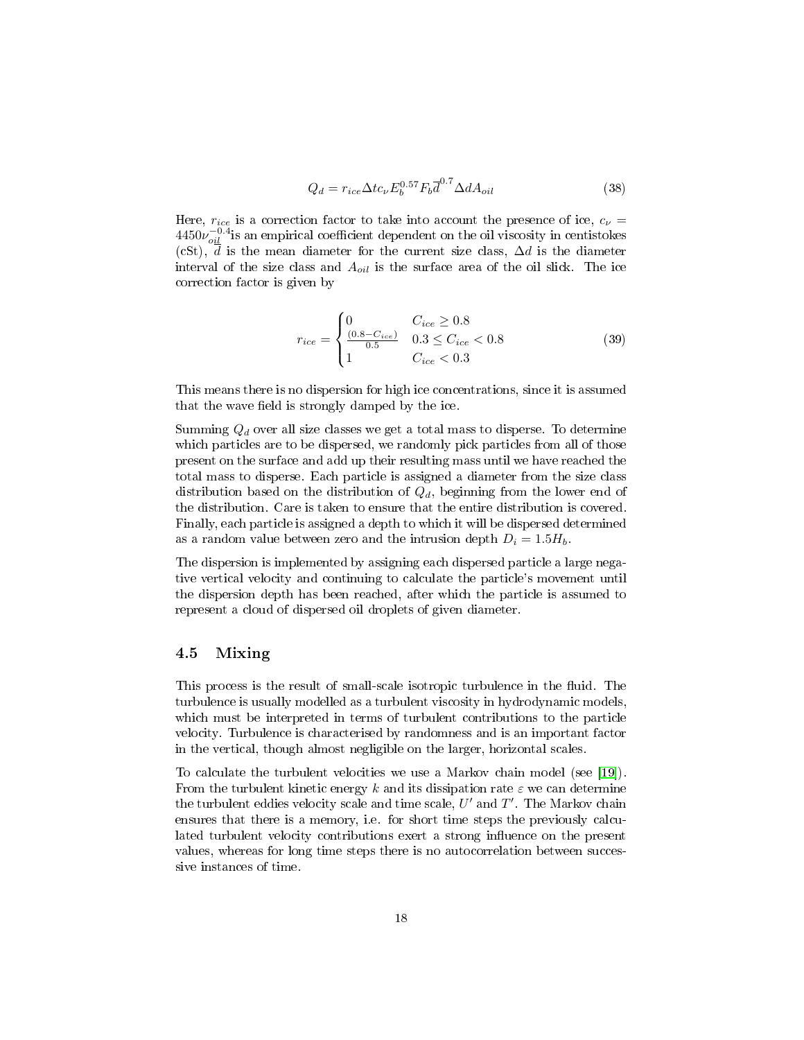$$Q_d = r_{ice} \Delta t c_\nu E_b^{0.57} F_b \overline{d}^{0.7} \Delta d A_{oil} \tag{38}$$

Here, $r_{ice}$ is a correction factor to take into account the presence of ice, $c_\nu = 4450 \nu_{oil}^{-0.4}$ is an empirical coefficient dependent on the oil viscosity in centistokes (cSt), $\overline{d}$ is the mean diameter for the current size class, $\Delta d$ is the diameter interval of the size class and $A_{oil}$ is the surface area of the oil slick. The ice correction factor is given by

$$r_{ice} = \begin{cases} 0 & C_{ice} \geq 0.8 \\ \frac{(0.8 - C_{ice})}{0.5} & 0.3 \leq C_{ice} < 0.8 \\ 1 & C_{ice} < 0.3 \end{cases} \tag{39}$$

This means there is no dispersion for high ice concentrations, since it is assumed that the wave field is strongly damped by the ice.

Summing $Q_d$ over all size classes we get a total mass to disperse. To determine which particles are to be dispersed, we randomly pick particles from all of those present on the surface and add up their resulting mass until we have reached the total mass to disperse. Each particle is assigned a diameter from the size class distribution based on the distribution of $Q_d$, beginning from the lower end of the distribution. Care is taken to ensure that the entire distribution is covered. Finally, each particle is assigned a depth to which it will be dispersed determined as a random value between zero and the intrusion depth $D_i = 1.5 H_b$.

The dispersion is implemented by assigning each dispersed particle a large negative vertical velocity and continuing to calculate the particle's movement until the dispersion depth has been reached, after which the particle is assumed to represent a cloud of dispersed oil droplets of given diameter.

## 4.5 Mixing

This process is the result of small-scale isotropic turbulence in the fluid. The turbulence is usually modelled as a turbulent viscosity in hydrodynamic models, which must be interpreted in terms of turbulent contributions to the particle velocity. Turbulence is characterised by randomness and is an important factor in the vertical, though almost negligible on the larger, horizontal scales.

To calculate the turbulent velocities we use a Markov chain model (see [19]). From the turbulent kinetic energy $k$ and its dissipation rate $\varepsilon$ we can determine the turbulent eddies velocity scale and time scale, $U'$ and $T'$. The Markov chain ensures that there is a memory, i.e. for short time steps the previously calculated turbulent velocity contributions exert a strong influence on the present values, whereas for long time steps there is no autocorrelation between successive instances of time.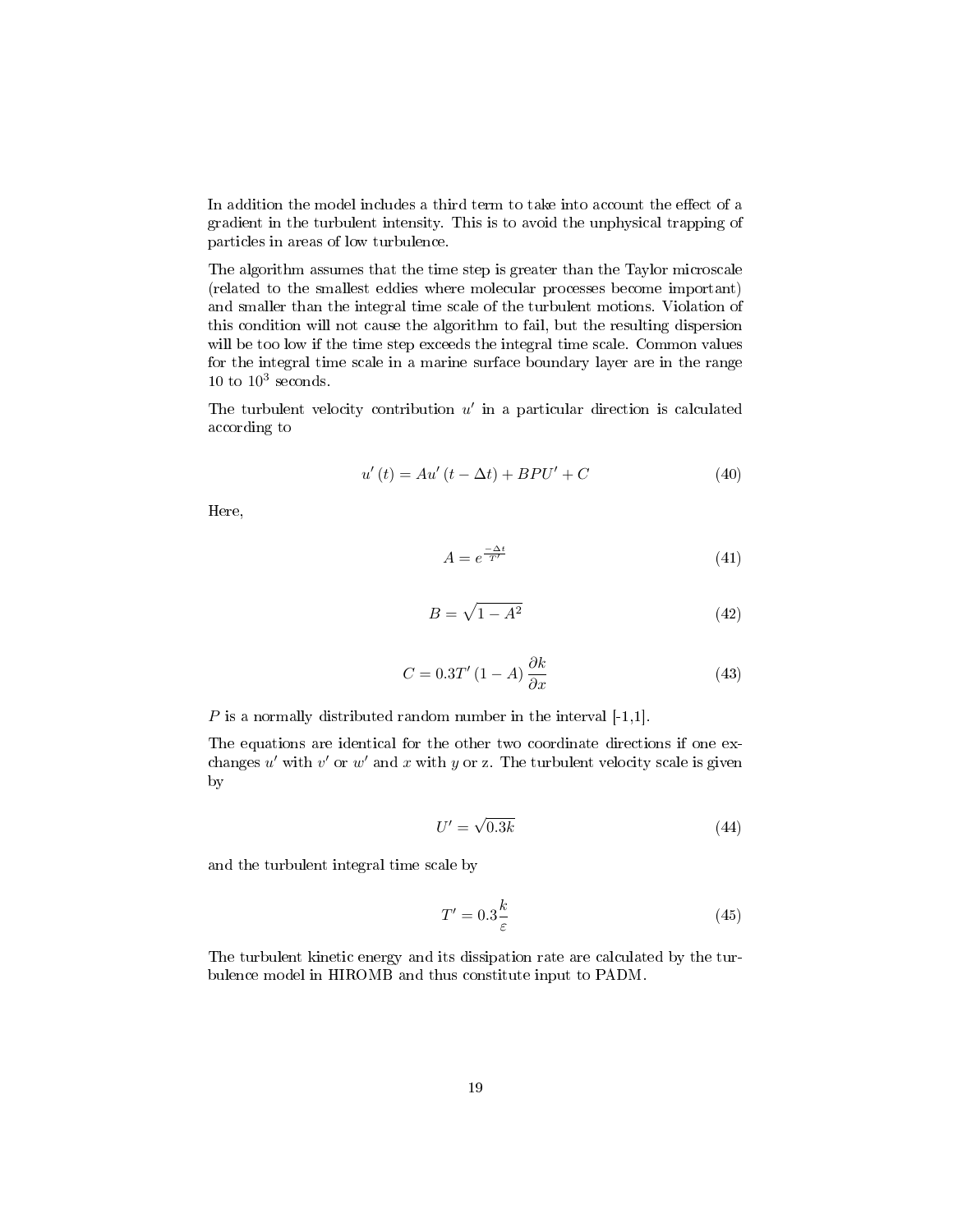In addition the model includes a third term to take into account the effect of a gradient in the turbulent intensity. This is to avoid the unphysical trapping of particles in areas of low turbulence.

The algorithm assumes that the time step is greater than the Taylor microscale (related to the smallest eddies where molecular processes become important) and smaller than the integral time scale of the turbulent motions. Violation of this condition will not cause the algorithm to fail, but the resulting dispersion will be too low if the time step exceeds the integral time scale. Common values for the integral time scale in a marine surface boundary layer are in the range 10 to $10^3$ seconds.

The turbulent velocity contribution $u'$ in a particular direction is calculated according to

$$u'(t) = Au'(t - \Delta t) + BPU' + C \tag{40}$$

Here,

$$A = e^{\frac{-\Delta t}{T'}} \tag{41}$$

$$B = \sqrt{1 - A^2} \tag{42}$$

$$C = 0.3T'(1 - A)\frac{\partial k}{\partial x} \tag{43}$$

$P$ is a normally distributed random number in the interval [-1,1].

The equations are identical for the other two coordinate directions if one exchanges $u'$ with $v'$ or $w'$ and $x$ with $y$ or z. The turbulent velocity scale is given by

$$U' = \sqrt{0.3k} \tag{44}$$

and the turbulent integral time scale by

$$T' = 0.3\frac{k}{\varepsilon} \tag{45}$$

The turbulent kinetic energy and its dissipation rate are calculated by the turbulence model in HIROMB and thus constitute input to PADM.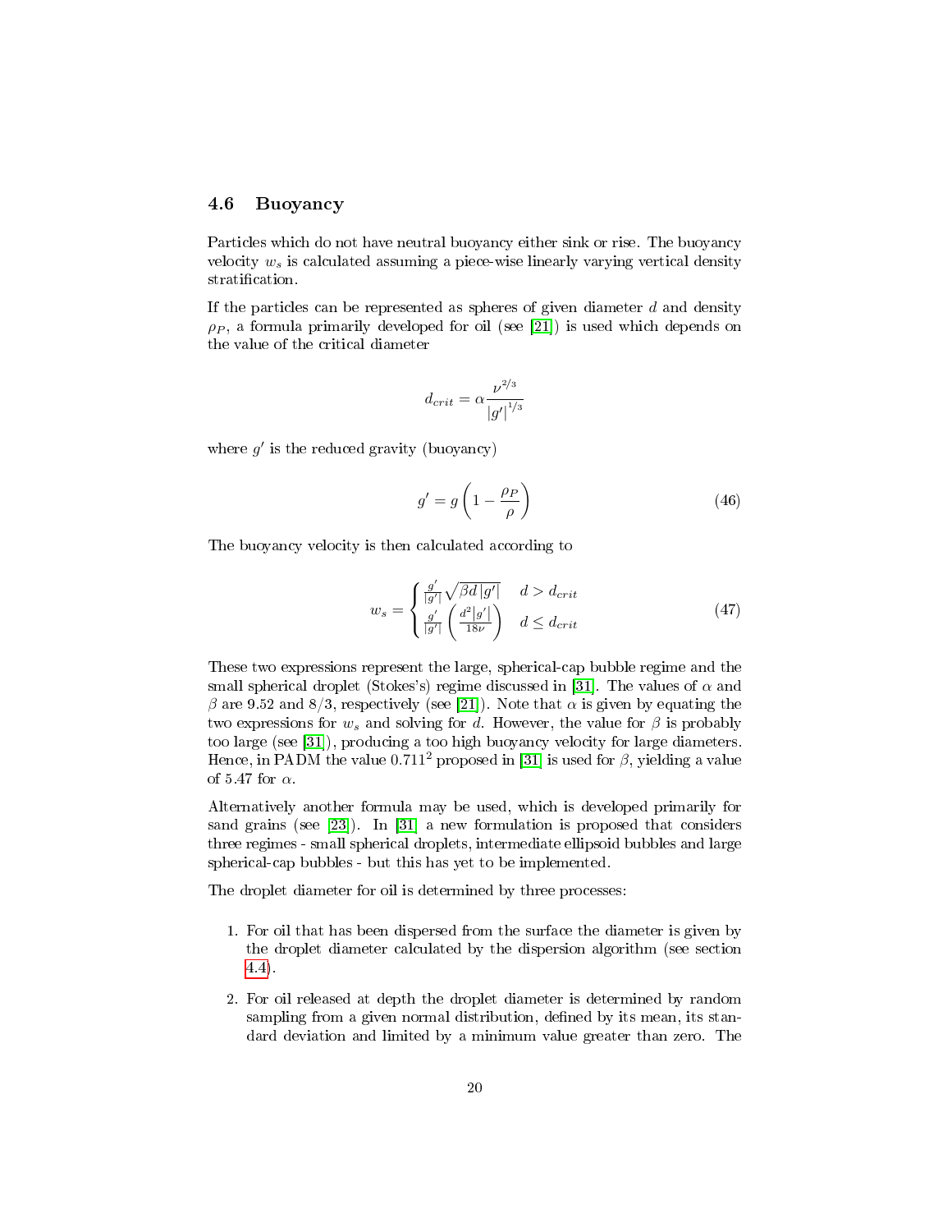### 4.6 Buoyancy

Particles which do not have neutral buoyancy either sink or rise. The buoyancy velocity $w_s$ is calculated assuming a piece-wise linearly varying vertical density stratification.

If the particles can be represented as spheres of given diameter $d$ and density $\rho_P$, a formula primarily developed for oil (see [21]) is used which depends on the value of the critical diameter

$$d_{crit} = \alpha \frac{\nu^{2/3}}{|g'|^{1/3}}$$

where $g'$ is the reduced gravity (buoyancy)

$$g' = g\left(1 - \frac{\rho_P}{\rho}\right) \tag{46}$$

The buoyancy velocity is then calculated according to

$$w_s = \begin{cases} \frac{g'}{|g'|}\sqrt{\beta d\,|g'|} & d > d_{crit} \\ \frac{g'}{|g'|}\left(\frac{d^2|g'|}{18\nu}\right) & d \leq d_{crit} \end{cases} \tag{47}$$

These two expressions represent the large, spherical-cap bubble regime and the small spherical droplet (Stokes's) regime discussed in [31]. The values of $\alpha$ and $\beta$ are 9.52 and 8/3, respectively (see [21]). Note that $\alpha$ is given by equating the two expressions for $w_s$ and solving for $d$. However, the value for $\beta$ is probably too large (see [31]), producing a too high buoyancy velocity for large diameters. Hence, in PADM the value $0.711^2$ proposed in [31] is used for $\beta$, yielding a value of 5.47 for $\alpha$.

Alternatively another formula may be used, which is developed primarily for sand grains (see [23]). In [31] a new formulation is proposed that considers three regimes - small spherical droplets, intermediate ellipsoid bubbles and large spherical-cap bubbles - but this has yet to be implemented.

The droplet diameter for oil is determined by three processes:

1. For oil that has been dispersed from the surface the diameter is given by the droplet diameter calculated by the dispersion algorithm (see section 4.4).

2. For oil released at depth the droplet diameter is determined by random sampling from a given normal distribution, defined by its mean, its standard deviation and limited by a minimum value greater than zero. The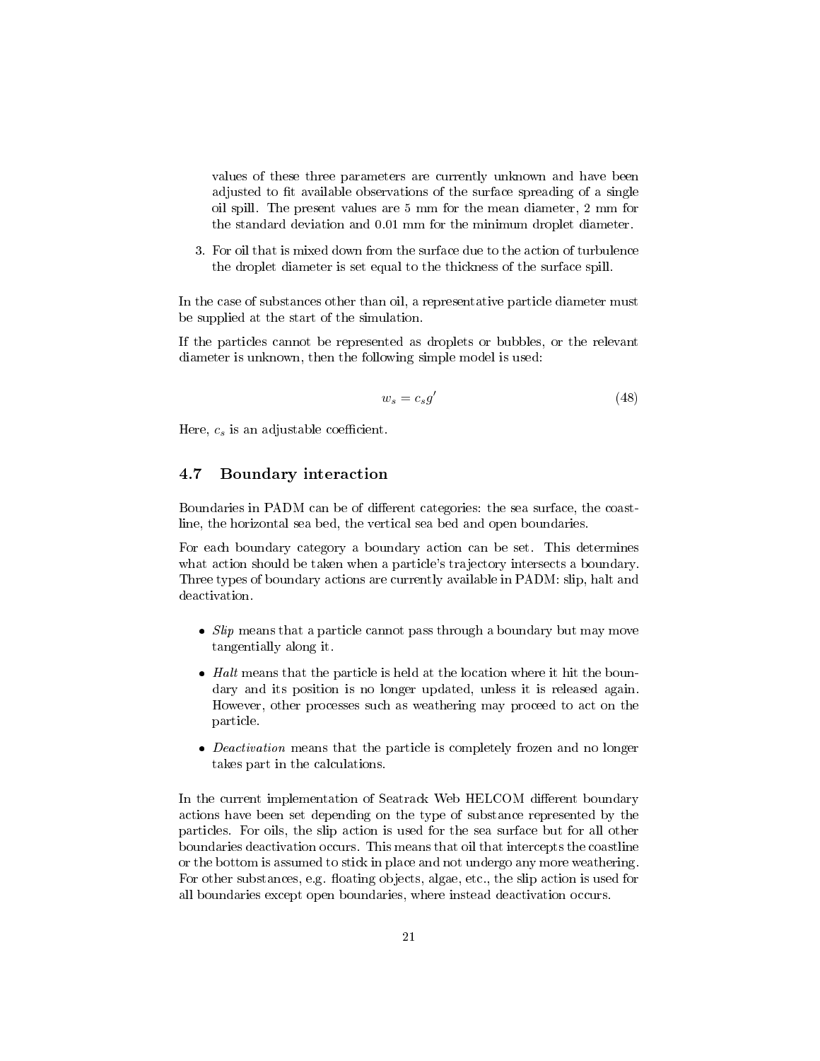values of these three parameters are currently unknown and have been adjusted to fit available observations of the surface spreading of a single oil spill. The present values are 5 mm for the mean diameter, 2 mm for the standard deviation and 0.01 mm for the minimum droplet diameter.

3. For oil that is mixed down from the surface due to the action of turbulence the droplet diameter is set equal to the thickness of the surface spill.

In the case of substances other than oil, a representative particle diameter must be supplied at the start of the simulation.

If the particles cannot be represented as droplets or bubbles, or the relevant diameter is unknown, then the following simple model is used:

$$w_s = c_s g' \tag{48}$$

Here, $c_s$ is an adjustable coefficient.

## 4.7 Boundary interaction

Boundaries in PADM can be of different categories: the sea surface, the coastline, the horizontal sea bed, the vertical sea bed and open boundaries.

For each boundary category a boundary action can be set. This determines what action should be taken when a particle's trajectory intersects a boundary. Three types of boundary actions are currently available in PADM: slip, halt and deactivation.

- *Slip* means that a particle cannot pass through a boundary but may move tangentially along it.
- *Halt* means that the particle is held at the location where it hit the boundary and its position is no longer updated, unless it is released again. However, other processes such as weathering may proceed to act on the particle.
- *Deactivation* means that the particle is completely frozen and no longer takes part in the calculations.

In the current implementation of Seatrack Web HELCOM different boundary actions have been set depending on the type of substance represented by the particles. For oils, the slip action is used for the sea surface but for all other boundaries deactivation occurs. This means that oil that intercepts the coastline or the bottom is assumed to stick in place and not undergo any more weathering. For other substances, e.g. floating objects, algae, etc., the slip action is used for all boundaries except open boundaries, where instead deactivation occurs.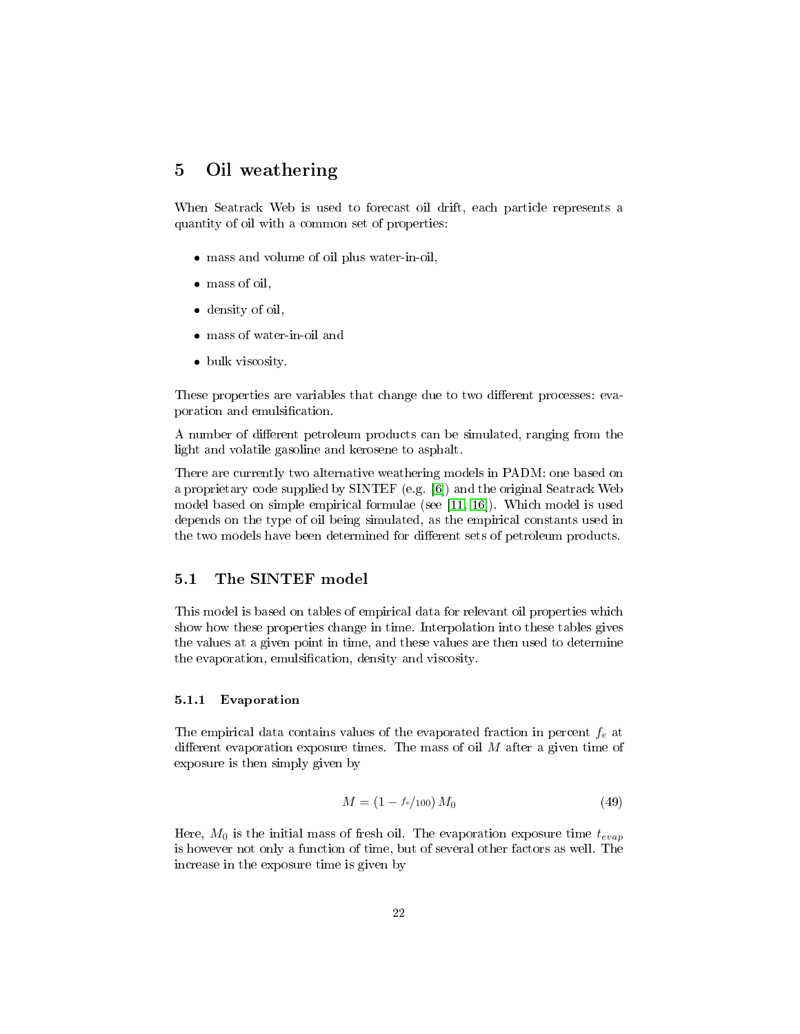# 5 Oil weathering

When Seatrack Web is used to forecast oil drift, each particle represents a quantity of oil with a common set of properties:

- mass and volume of oil plus water-in-oil,
- mass of oil,
- density of oil,
- mass of water-in-oil and
- bulk viscosity.

These properties are variables that change due to two different processes: evaporation and emulsification.

A number of different petroleum products can be simulated, ranging from the light and volatile gasoline and kerosene to asphalt.

There are currently two alternative weathering models in PADM: one based on a proprietary code supplied by SINTEF (e.g. [6]) and the original Seatrack Web model based on simple empirical formulae (see [11, 16]). Which model is used depends on the type of oil being simulated, as the empirical constants used in the two models have been determined for different sets of petroleum products.

## 5.1 The SINTEF model

This model is based on tables of empirical data for relevant oil properties which show how these properties change in time. Interpolation into these tables gives the values at a given point in time, and these values are then used to determine the evaporation, emulsification, density and viscosity.

### 5.1.1 Evaporation

The empirical data contains values of the evaporated fraction in percent $f_e$ at different evaporation exposure times. The mass of oil $M$ after a given time of exposure is then simply given by

$$M = \left(1 - {}^{f_e}/_{100}\right) M_0 \tag{49}$$

Here, $M_0$ is the initial mass of fresh oil. The evaporation exposure time $t_{evap}$ is however not only a function of time, but of several other factors as well. The increase in the exposure time is given by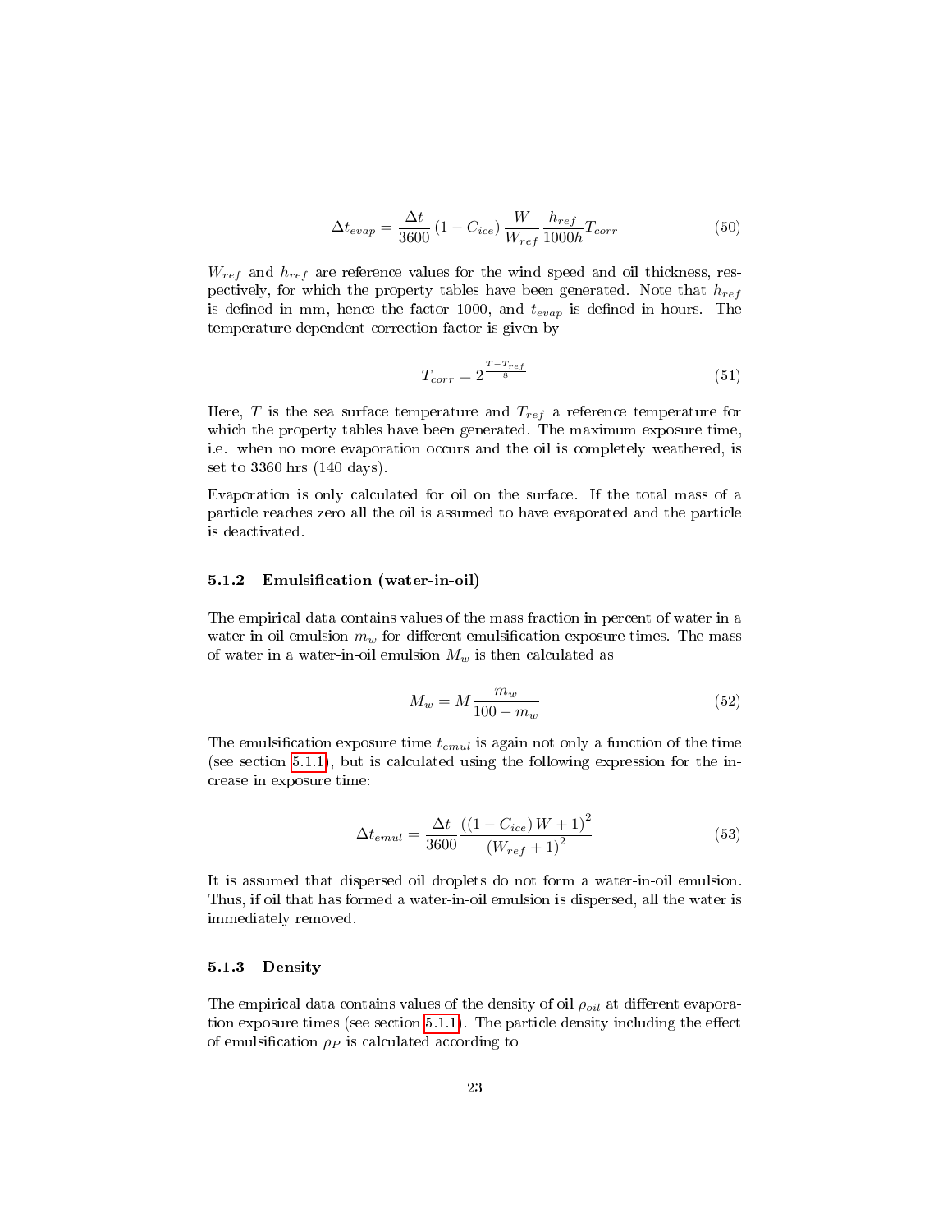$$\Delta t_{evap} = \frac{\Delta t}{3600} \left(1 - C_{ice}\right) \frac{W}{W_{ref}} \frac{h_{ref}}{1000h} T_{corr} \tag{50}$$

$W_{ref}$ and $h_{ref}$ are reference values for the wind speed and oil thickness, respectively, for which the property tables have been generated. Note that $h_{ref}$ is defined in mm, hence the factor 1000, and $t_{evap}$ is defined in hours. The temperature dependent correction factor is given by

$$T_{corr} = 2^{\frac{T - T_{ref}}{8}} \tag{51}$$

Here, $T$ is the sea surface temperature and $T_{ref}$ a reference temperature for which the property tables have been generated. The maximum exposure time, i.e. when no more evaporation occurs and the oil is completely weathered, is set to 3360 hrs (140 days).

Evaporation is only calculated for oil on the surface. If the total mass of a particle reaches zero all the oil is assumed to have evaporated and the particle is deactivated.

### 5.1.2 Emulsification (water-in-oil)

The empirical data contains values of the mass fraction in percent of water in a water-in-oil emulsion $m_w$ for different emulsification exposure times. The mass of water in a water-in-oil emulsion $M_w$ is then calculated as

$$M_w = M \frac{m_w}{100 - m_w} \tag{52}$$

The emulsification exposure time $t_{emul}$ is again not only a function of the time (see section 5.1.1), but is calculated using the following expression for the increase in exposure time:

$$\Delta t_{emul} = \frac{\Delta t}{3600} \frac{\left(\left(1 - C_{ice}\right) W + 1\right)^2}{\left(W_{ref} + 1\right)^2} \tag{53}$$

It is assumed that dispersed oil droplets do not form a water-in-oil emulsion. Thus, if oil that has formed a water-in-oil emulsion is dispersed, all the water is immediately removed.

### 5.1.3 Density

The empirical data contains values of the density of oil $\rho_{oil}$ at different evaporation exposure times (see section 5.1.1). The particle density including the effect of emulsification $\rho_P$ is calculated according to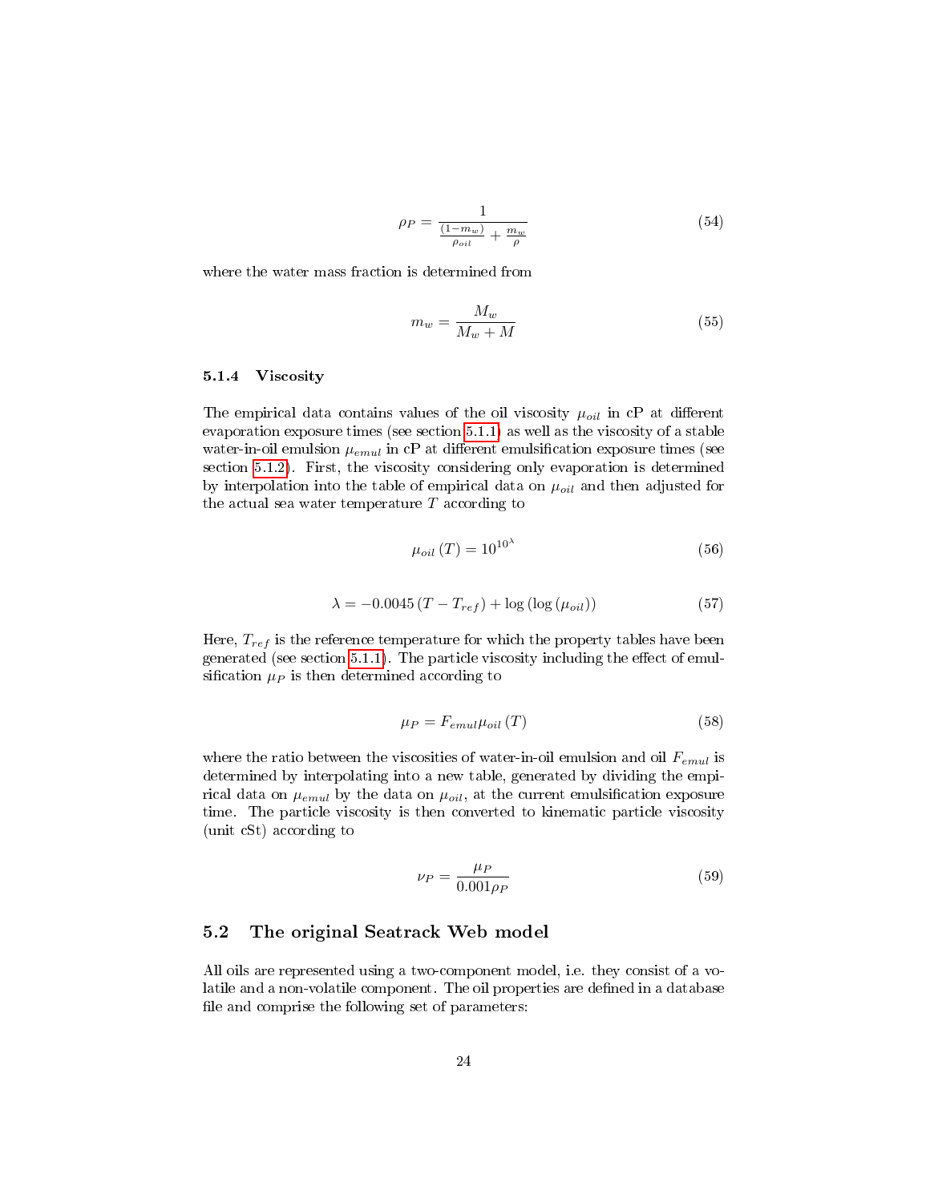$$\rho_P = \frac{1}{\frac{(1-m_w)}{\rho_{oil}} + \frac{m_w}{\rho}} \tag{54}$$

where the water mass fraction is determined from

$$m_w = \frac{M_w}{M_w + M} \tag{55}$$

#### 5.1.4 Viscosity

The empirical data contains values of the oil viscosity $\mu_{oil}$ in cP at different evaporation exposure times (see section 5.1.1) as well as the viscosity of a stable water-in-oil emulsion $\mu_{emul}$ in cP at different emulsification exposure times (see section 5.1.2). First, the viscosity considering only evaporation is determined by interpolation into the table of empirical data on $\mu_{oil}$ and then adjusted for the actual sea water temperature $T$ according to

$$\mu_{oil}(T) = 10^{10^{\lambda}} \tag{56}$$

$$\lambda = -0.0045\,(T - T_{ref}) + \log(\log(\mu_{oil})) \tag{57}$$

Here, $T_{ref}$ is the reference temperature for which the property tables have been generated (see section 5.1.1). The particle viscosity including the effect of emulsification $\mu_P$ is then determined according to

$$\mu_P = F_{emul}\mu_{oil}(T) \tag{58}$$

where the ratio between the viscosities of water-in-oil emulsion and oil $F_{emul}$ is determined by interpolating into a new table, generated by dividing the empirical data on $\mu_{emul}$ by the data on $\mu_{oil}$, at the current emulsification exposure time. The particle viscosity is then converted to kinematic particle viscosity (unit cSt) according to

$$\nu_P = \frac{\mu_P}{0.001\rho_P} \tag{59}$$

### 5.2 The original Seatrack Web model

All oils are represented using a two-component model, i.e. they consist of a volatile and a non-volatile component. The oil properties are defined in a database file and comprise the following set of parameters: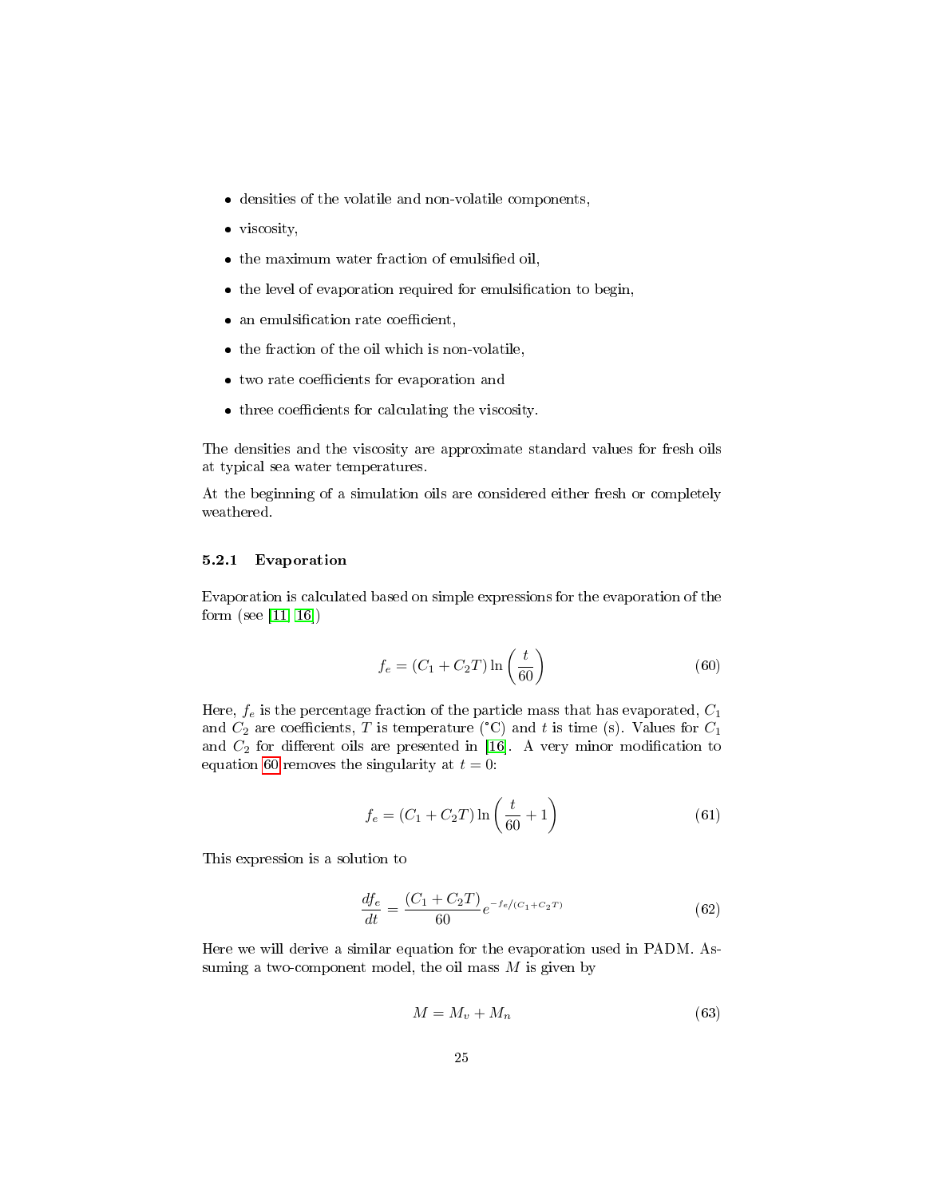- densities of the volatile and non-volatile components,
- viscosity,
- the maximum water fraction of emulsified oil,
- the level of evaporation required for emulsification to begin,
- an emulsification rate coefficient,
- the fraction of the oil which is non-volatile,
- two rate coefficients for evaporation and
- three coefficients for calculating the viscosity.

The densities and the viscosity are approximate standard values for fresh oils at typical sea water temperatures.

At the beginning of a simulation oils are considered either fresh or completely weathered.

### 5.2.1 Evaporation

Evaporation is calculated based on simple expressions for the evaporation of the form (see [11, 16])

$$f_e = (C_1 + C_2 T) \ln\left(\frac{t}{60}\right) \tag{60}$$

Here, $f_e$ is the percentage fraction of the particle mass that has evaporated, $C_1$ and $C_2$ are coefficients, $T$ is temperature (°C) and $t$ is time (s). Values for $C_1$ and $C_2$ for different oils are presented in [16]. A very minor modification to equation 60 removes the singularity at $t = 0$:

$$f_e = (C_1 + C_2 T) \ln\left(\frac{t}{60} + 1\right) \tag{61}$$

This expression is a solution to

$$\frac{df_e}{dt} = \frac{(C_1 + C_2 T)}{60} e^{-f_e/(C_1 + C_2 T)} \tag{62}$$

Here we will derive a similar equation for the evaporation used in PADM. Assuming a two-component model, the oil mass $M$ is given by

$$M = M_v + M_n \tag{63}$$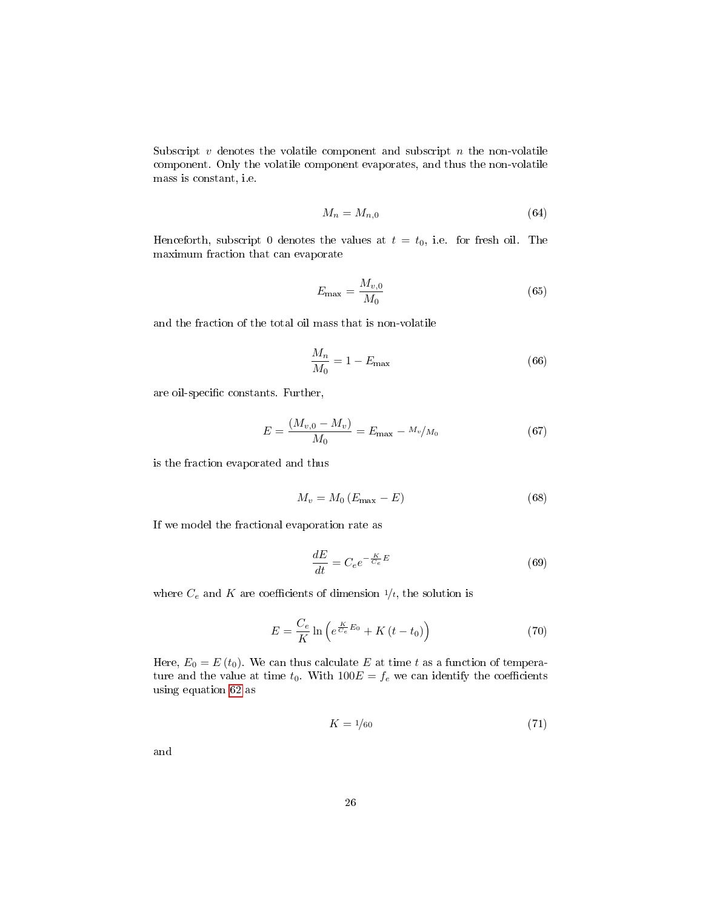Subscript $v$ denotes the volatile component and subscript $n$ the non-volatile component. Only the volatile component evaporates, and thus the non-volatile mass is constant, i.e.

$$M_n = M_{n,0} \tag{64}$$

Henceforth, subscript 0 denotes the values at $t = t_0$, i.e. for fresh oil. The maximum fraction that can evaporate

$$E_{\max} = \frac{M_{v,0}}{M_0} \tag{65}$$

and the fraction of the total oil mass that is non-volatile

$$\frac{M_n}{M_0} = 1 - E_{\max} \tag{66}$$

are oil-specific constants. Further,

$$E = \frac{(M_{v,0} - M_v)}{M_0} = E_{\max} - {}^{M_v}\!/_{M_0} \tag{67}$$

is the fraction evaporated and thus

$$M_v = M_0 \left(E_{\max} - E\right) \tag{68}$$

If we model the fractional evaporation rate as

$$\frac{dE}{dt} = C_e e^{-\frac{K}{C_e}E} \tag{69}$$

where $C_e$ and $K$ are coefficients of dimension ${}^{1}\!/_{t}$, the solution is

$$E = \frac{C_e}{K} \ln\left(e^{\frac{K}{C_e}E_0} + K\left(t - t_0\right)\right) \tag{70}$$

Here, $E_0 = E\left(t_0\right)$. We can thus calculate $E$ at time $t$ as a function of temperature and the value at time $t_0$. With $100E = f_e$ we can identify the coefficients using equation 62 as

$$K = {}^{1}\!/_{60} \tag{71}$$

and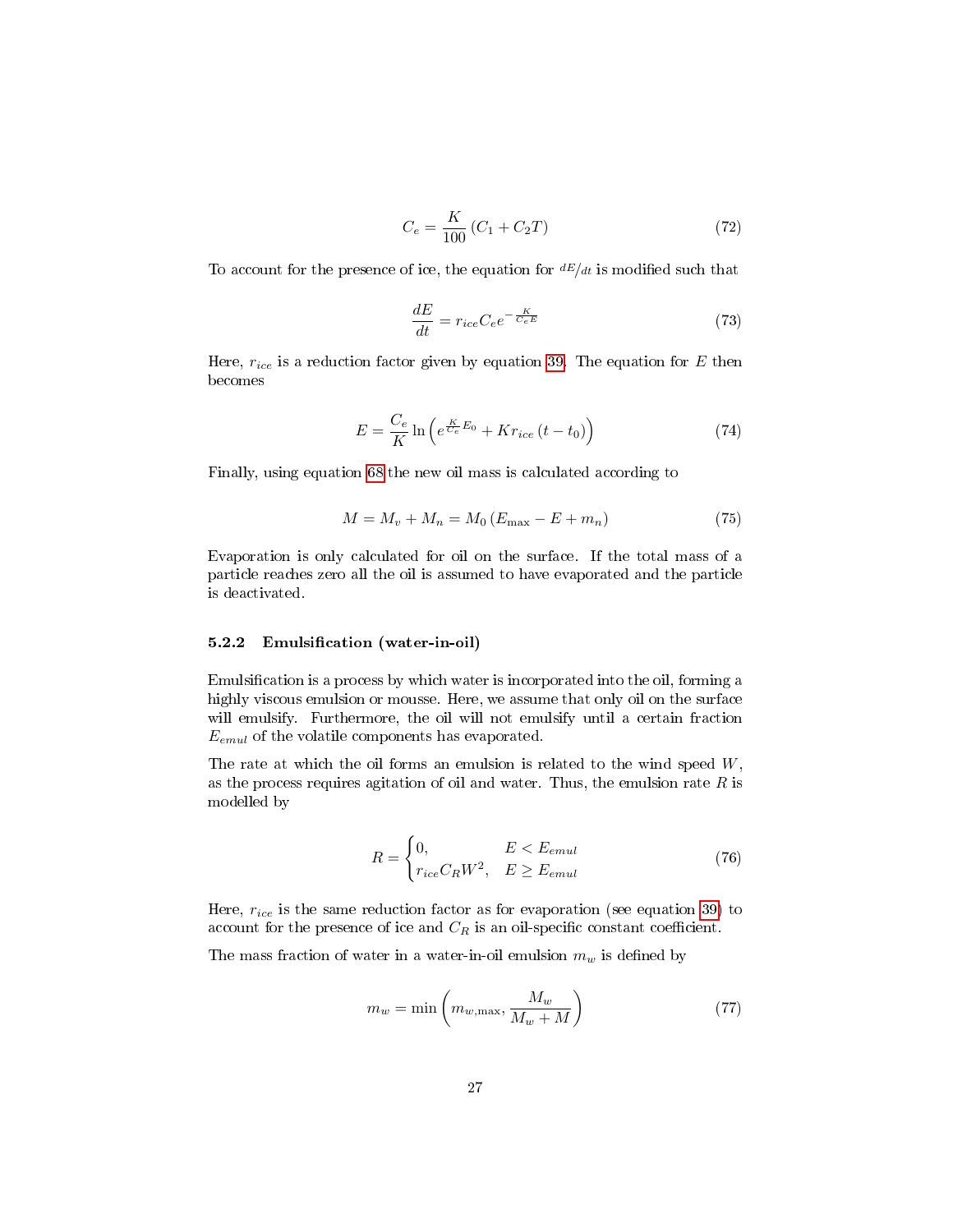$$C_e = \frac{K}{100}\left(C_1 + C_2 T\right) \tag{72}$$

To account for the presence of ice, the equation for ${}^{dE}/{}_{dt}$ is modified such that

$$\frac{dE}{dt} = r_{ice} C_e e^{-\frac{K}{C_e E}} \tag{73}$$

Here, $r_{ice}$ is a reduction factor given by equation 39. The equation for $E$ then becomes

$$E = \frac{C_e}{K} \ln\left(e^{\frac{K}{C_e}E_0} + K r_{ice}\left(t - t_0\right)\right) \tag{74}$$

Finally, using equation 68 the new oil mass is calculated according to

$$M = M_v + M_n = M_0\left(E_{\max} - E + m_n\right) \tag{75}$$

Evaporation is only calculated for oil on the surface. If the total mass of a particle reaches zero all the oil is assumed to have evaporated and the particle is deactivated.

### 5.2.2 Emulsification (water-in-oil)

Emulsification is a process by which water is incorporated into the oil, forming a highly viscous emulsion or mousse. Here, we assume that only oil on the surface will emulsify. Furthermore, the oil will not emulsify until a certain fraction $E_{emul}$ of the volatile components has evaporated.

The rate at which the oil forms an emulsion is related to the wind speed $W$, as the process requires agitation of oil and water. Thus, the emulsion rate $R$ is modelled by

$$R = \begin{cases} 0, & E < E_{emul} \\ r_{ice} C_R W^2, & E \geq E_{emul} \end{cases} \tag{76}$$

Here, $r_{ice}$ is the same reduction factor as for evaporation (see equation 39) to account for the presence of ice and $C_R$ is an oil-specific constant coefficient.

The mass fraction of water in a water-in-oil emulsion $m_w$ is defined by

$$m_w = \min\left(m_{w,\max}, \frac{M_w}{M_w + M}\right) \tag{77}$$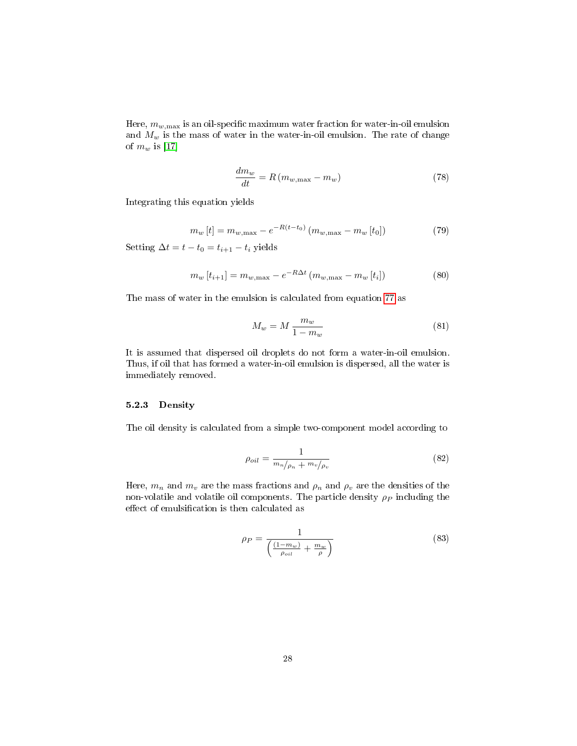Here, $m_{w,\max}$ is an oil-specific maximum water fraction for water-in-oil emulsion and $M_w$ is the mass of water in the water-in-oil emulsion. The rate of change of $m_w$ is [17]

$$\frac{dm_w}{dt} = R\left(m_{w,\max} - m_w\right) \tag{78}$$

Integrating this equation yields

$$m_w\left[t\right] = m_{w,\max} - e^{-R(t-t_0)}\left(m_{w,\max} - m_w\left[t_0\right]\right) \tag{79}$$

Setting $\Delta t = t - t_0 = t_{i+1} - t_i$ yields

$$m_w\left[t_{i+1}\right] = m_{w,\max} - e^{-R\Delta t}\left(m_{w,\max} - m_w\left[t_i\right]\right) \tag{80}$$

The mass of water in the emulsion is calculated from equation 77 as

$$M_w = M\,\frac{m_w}{1 - m_w} \tag{81}$$

It is assumed that dispersed oil droplets do not form a water-in-oil emulsion. Thus, if oil that has formed a water-in-oil emulsion is dispersed, all the water is immediately removed.

### 5.2.3 Density

The oil density is calculated from a simple two-component model according to

$$\rho_{oil} = \frac{1}{{m_n}/{\rho_n} + {m_v}/{\rho_v}} \tag{82}$$

Here, $m_n$ and $m_v$ are the mass fractions and $\rho_n$ and $\rho_v$ are the densities of the non-volatile and volatile oil components. The particle density $\rho_P$ including the effect of emulsification is then calculated as

$$\rho_P = \frac{1}{\left(\frac{(1-m_w)}{\rho_{oil}} + \frac{m_w}{\rho}\right)} \tag{83}$$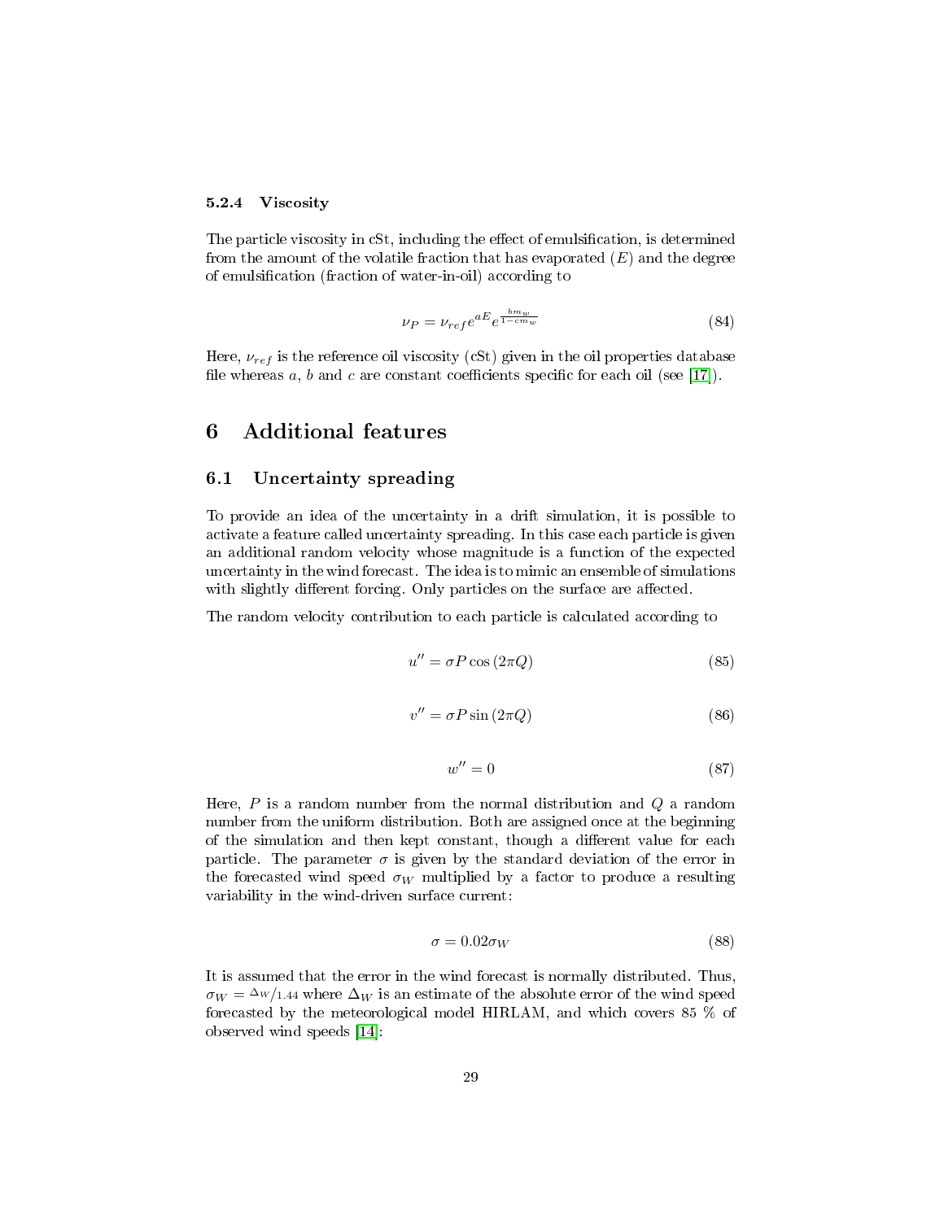#### 5.2.4 Viscosity

The particle viscosity in cSt, including the effect of emulsification, is determined from the amount of the volatile fraction that has evaporated ($E$) and the degree of emulsification (fraction of water-in-oil) according to

$$\nu_P = \nu_{ref} e^{aE} e^{\frac{bm_w}{1-cm_w}} \tag{84}$$

Here, $\nu_{ref}$ is the reference oil viscosity (cSt) given in the oil properties database file whereas $a$, $b$ and $c$ are constant coefficients specific for each oil (see [17]).

# 6 Additional features

## 6.1 Uncertainty spreading

To provide an idea of the uncertainty in a drift simulation, it is possible to activate a feature called uncertainty spreading. In this case each particle is given an additional random velocity whose magnitude is a function of the expected uncertainty in the wind forecast. The idea is to mimic an ensemble of simulations with slightly different forcing. Only particles on the surface are affected.

The random velocity contribution to each particle is calculated according to

$$u'' = \sigma P \cos(2\pi Q) \tag{85}$$

$$v'' = \sigma P \sin(2\pi Q) \tag{86}$$

$$w'' = 0 \tag{87}$$

Here, $P$ is a random number from the normal distribution and $Q$ a random number from the uniform distribution. Both are assigned once at the beginning of the simulation and then kept constant, though a different value for each particle. The parameter $\sigma$ is given by the standard deviation of the error in the forecasted wind speed $\sigma_W$ multiplied by a factor to produce a resulting variability in the wind-driven surface current:

$$\sigma = 0.02\sigma_W \tag{88}$$

It is assumed that the error in the wind forecast is normally distributed. Thus, $\sigma_W = \Delta_W/1.44$ where $\Delta_W$ is an estimate of the absolute error of the wind speed forecasted by the meteorological model HIRLAM, and which covers 85 % of observed wind speeds [14]: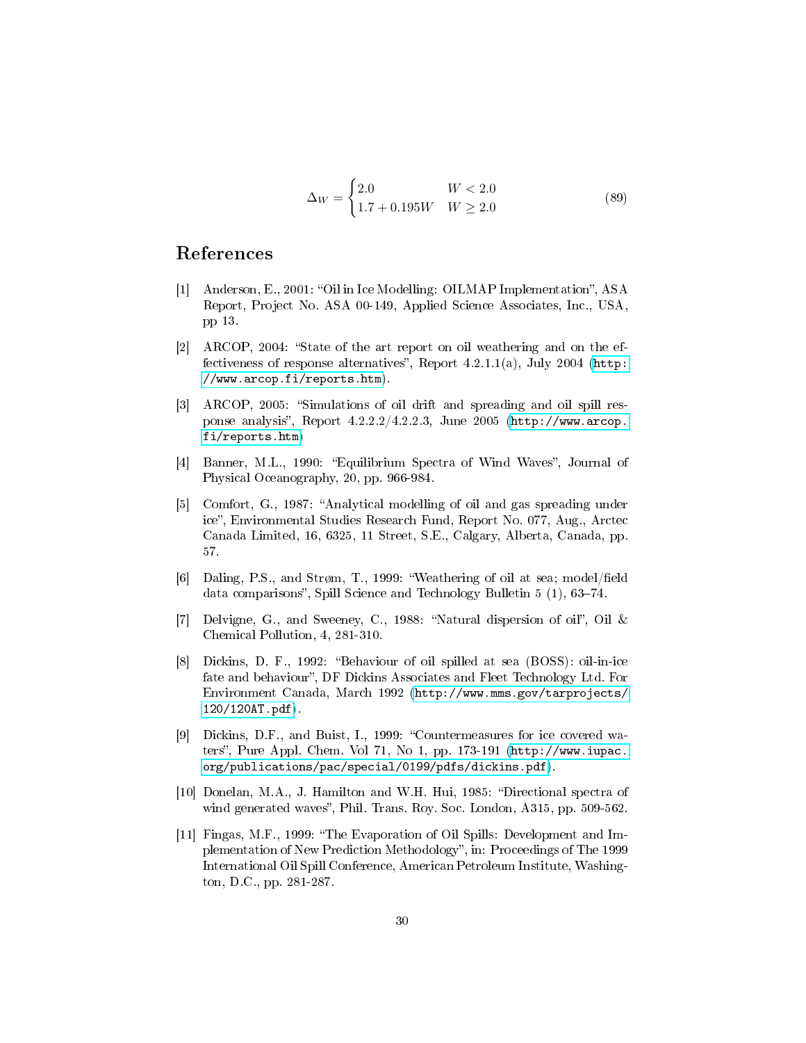$$\Delta_W = \begin{cases} 2.0 & W < 2.0 \\ 1.7 + 0.195W & W \geq 2.0 \end{cases} \tag{89}$$

## References

[1] Anderson, E., 2001: "Oil in Ice Modelling: OILMAP Implementation", ASA Report, Project No. ASA 00-149, Applied Science Associates, Inc., USA, pp 13.

[2] ARCOP, 2004: "State of the art report on oil weathering and on the effectiveness of response alternatives", Report 4.2.1.1(a), July 2004 (http://www.arcop.fi/reports.htm).

[3] ARCOP, 2005: "Simulations of oil drift and spreading and oil spill response analysis", Report 4.2.2.2/4.2.2.3, June 2005 (http://www.arcop.fi/reports.htm)

[4] Banner, M.L., 1990: "Equilibrium Spectra of Wind Waves", Journal of Physical Oceanography, 20, pp. 966-984.

[5] Comfort, G., 1987: "Analytical modelling of oil and gas spreading under ice", Environmental Studies Research Fund, Report No. 077, Aug., Arctec Canada Limited, 16, 6325, 11 Street, S.E., Calgary, Alberta, Canada, pp. 57.

[6] Daling, P.S., and Strøm, T., 1999: "Weathering of oil at sea; model/field data comparisons", Spill Science and Technology Bulletin 5 (1), 63–74.

[7] Delvigne, G., and Sweeney, C., 1988: "Natural dispersion of oil", Oil & Chemical Pollution, 4, 281-310.

[8] Dickins, D. F., 1992: "Behaviour of oil spilled at sea (BOSS): oil-in-ice fate and behaviour", DF Dickins Associates and Fleet Technology Ltd. For Environment Canada, March 1992 (http://www.mms.gov/tarprojects/120/120AT.pdf).

[9] Dickins, D.F., and Buist, I., 1999: "Countermeasures for ice covered waters", Pure Appl. Chem. Vol 71, No 1, pp. 173-191 (http://www.iupac.org/publications/pac/special/0199/pdfs/dickins.pdf).

[10] Donelan, M.A., J. Hamilton and W.H. Hui, 1985: "Directional spectra of wind generated waves", Phil. Trans. Roy. Soc. London, A315, pp. 509-562.

[11] Fingas, M.F., 1999: "The Evaporation of Oil Spills: Development and Implementation of New Prediction Methodology", in: Proceedings of The 1999 International Oil Spill Conference, American Petroleum Institute, Washington, D.C., pp. 281-287.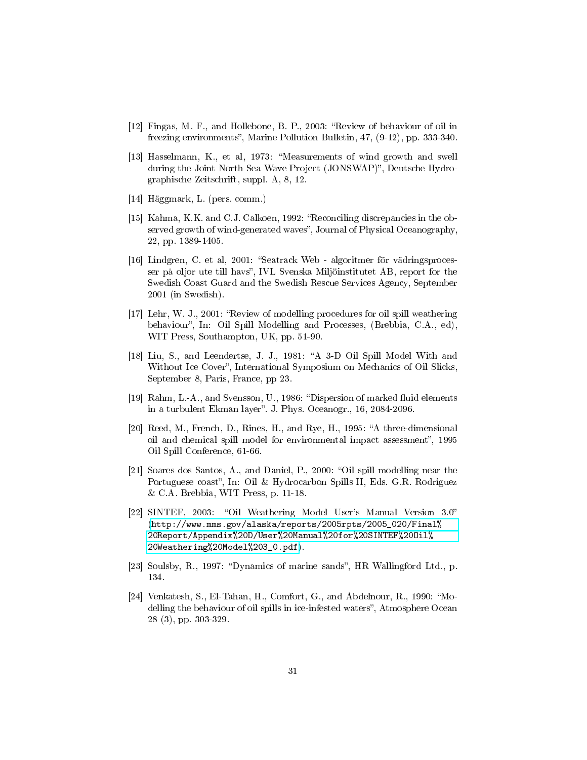[12] Fingas, M. F., and Hollebone, B. P., 2003: "Review of behaviour of oil in freezing environments", Marine Pollution Bulletin, 47, (9-12), pp. 333-340.

[13] Hasselmann, K., et al, 1973: "Measurements of wind growth and swell during the Joint North Sea Wave Project (JONSWAP)", Deutsche Hydrographische Zeitschrift, suppl. A, 8, 12.

[14] Häggmark, L. (pers. comm.)

[15] Kahma, K.K. and C.J. Calkoen, 1992: "Reconciling discrepancies in the observed growth of wind-generated waves", Journal of Physical Oceanography, 22, pp. 1389-1405.

[16] Lindgren, C. et al, 2001: "Seatrack Web - algoritmer för vädringsprocesser på oljor ute till havs", IVL Svenska Miljöinstitutet AB, report for the Swedish Coast Guard and the Swedish Rescue Services Agency, September 2001 (in Swedish).

[17] Lehr, W. J., 2001: "Review of modelling procedures for oil spill weathering behaviour", In: Oil Spill Modelling and Processes, (Brebbia, C.A., ed), WIT Press, Southampton, UK, pp. 51-90.

[18] Liu, S., and Leendertse, J. J., 1981: "A 3-D Oil Spill Model With and Without Ice Cover", International Symposium on Mechanics of Oil Slicks, September 8, Paris, France, pp 23.

[19] Rahm, L.-A., and Svensson, U., 1986: "Dispersion of marked fluid elements in a turbulent Ekman layer". J. Phys. Oceanogr., 16, 2084-2096.

[20] Reed, M., French, D., Rines, H., and Rye, H., 1995: "A three-dimensional oil and chemical spill model for environmental impact assessment", 1995 Oil Spill Conference, 61-66.

[21] Soares dos Santos, A., and Daniel, P., 2000: "Oil spill modelling near the Portuguese coast", In: Oil & Hydrocarbon Spills II, Eds. G.R. Rodriguez & C.A. Brebbia, WIT Press, p. 11-18.

[22] SINTEF, 2003: "Oil Weathering Model User's Manual Version 3.0" (http://www.mms.gov/alaska/reports/2005rpts/2005_020/Final%20Report/Appendix%20D/User%20Manual%20for%20SINTEF%20Oil%20Weathering%20Model%203_0.pdf).

[23] Soulsby, R., 1997: "Dynamics of marine sands", HR Wallingford Ltd., p. 134.

[24] Venkatesh, S., El-Tahan, H., Comfort, G., and Abdelnour, R., 1990: "Modelling the behaviour of oil spills in ice-infested waters", Atmosphere Ocean 28 (3), pp. 303-329.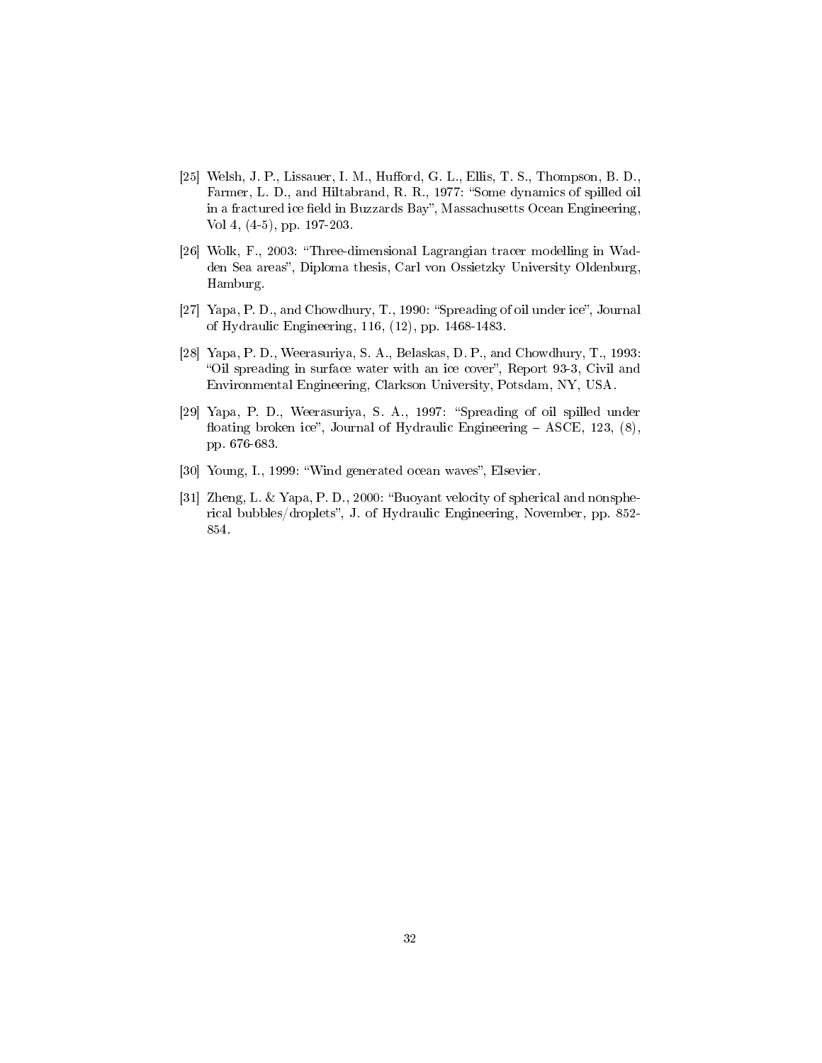[25] Welsh, J. P., Lissauer, I. M., Hufford, G. L., Ellis, T. S., Thompson, B. D., Farmer, L. D., and Hiltabrand, R. R., 1977: "Some dynamics of spilled oil in a fractured ice field in Buzzards Bay", Massachusetts Ocean Engineering, Vol 4, (4-5), pp. 197-203.

[26] Wolk, F., 2003: "Three-dimensional Lagrangian tracer modelling in Wadden Sea areas", Diploma thesis, Carl von Ossietzky University Oldenburg, Hamburg.

[27] Yapa, P. D., and Chowdhury, T., 1990: "Spreading of oil under ice", Journal of Hydraulic Engineering, 116, (12), pp. 1468-1483.

[28] Yapa, P. D., Weerasuriya, S. A., Belaskas, D. P., and Chowdhury, T., 1993: "Oil spreading in surface water with an ice cover", Report 93-3, Civil and Environmental Engineering, Clarkson University, Potsdam, NY, USA.

[29] Yapa, P. D., Weerasuriya, S. A., 1997: "Spreading of oil spilled under floating broken ice", Journal of Hydraulic Engineering – ASCE, 123, (8), pp. 676-683.

[30] Young, I., 1999: "Wind generated ocean waves", Elsevier.

[31] Zheng, L. & Yapa, P. D., 2000: "Buoyant velocity of spherical and nonspherical bubbles/droplets", J. of Hydraulic Engineering, November, pp. 852-854.